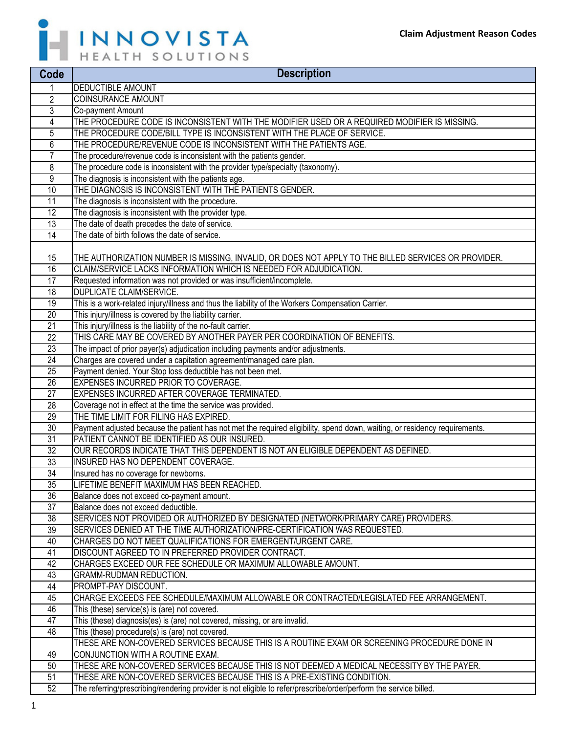INNOVISTA HEALTH SOLUTIONS

**Claim Adjustment Reason Codes**

| Code | Description |
|---|---|
| 1 | DEDUCTIBLE AMOUNT |
| 2 | COINSURANCE AMOUNT |
| 3 | Co-payment Amount |
| 4 | THE PROCEDURE CODE IS INCONSISTENT WITH THE MODIFIER USED OR A REQUIRED MODIFIER IS MISSING. |
| 5 | THE PROCEDURE CODE/BILL TYPE IS INCONSISTENT WITH THE PLACE OF SERVICE. |
| 6 | THE PROCEDURE/REVENUE CODE IS INCONSISTENT WITH THE PATIENTS AGE. |
| 7 | The procedure/revenue code is inconsistent with the patients gender. |
| 8 | The procedure code is inconsistent with the provider type/specialty (taxonomy). |
| 9 | The diagnosis is inconsistent with the patients age. |
| 10 | THE DIAGNOSIS IS INCONSISTENT WITH THE PATIENTS GENDER. |
| 11 | The diagnosis is inconsistent with the procedure. |
| 12 | The diagnosis is inconsistent with the provider type. |
| 13 | The date of death precedes the date of service. |
| 14 | The date of birth follows the date of service. |
| 15 | THE AUTHORIZATION NUMBER IS MISSING, INVALID, OR DOES NOT APPLY TO THE BILLED SERVICES OR PROVIDER. |
| 16 | CLAIM/SERVICE LACKS INFORMATION WHICH IS NEEDED FOR ADJUDICATION. |
| 17 | Requested information was not provided or was insufficient/incomplete. |
| 18 | DUPLICATE CLAIM/SERVICE. |
| 19 | This is a work-related injury/illness and thus the liability of the Workers Compensation Carrier. |
| 20 | This injury/illness is covered by the liability carrier. |
| 21 | This injury/illness is the liability of the no-fault carrier. |
| 22 | THIS CARE MAY BE COVERED BY ANOTHER PAYER PER COORDINATION OF BENEFITS. |
| 23 | The impact of prior payer(s) adjudication including payments and/or adjustments. |
| 24 | Charges are covered under a capitation agreement/managed care plan. |
| 25 | Payment denied. Your Stop loss deductible has not been met. |
| 26 | EXPENSES INCURRED PRIOR TO COVERAGE. |
| 27 | EXPENSES INCURRED AFTER COVERAGE TERMINATED. |
| 28 | Coverage not in effect at the time the service was provided. |
| 29 | THE TIME LIMIT FOR FILING HAS EXPIRED. |
| 30 | Payment adjusted because the patient has not met the required eligibility, spend down, waiting, or residency requirements. |
| 31 | PATIENT CANNOT BE IDENTIFIED AS OUR INSURED. |
| 32 | OUR RECORDS INDICATE THAT THIS DEPENDENT IS NOT AN ELIGIBLE DEPENDENT AS DEFINED. |
| 33 | INSURED HAS NO DEPENDENT COVERAGE. |
| 34 | Insured has no coverage for newborns. |
| 35 | LIFETIME BENEFIT MAXIMUM HAS BEEN REACHED. |
| 36 | Balance does not exceed co-payment amount. |
| 37 | Balance does not exceed deductible. |
| 38 | SERVICES NOT PROVIDED OR AUTHORIZED BY DESIGNATED (NETWORK/PRIMARY CARE) PROVIDERS. |
| 39 | SERVICES DENIED AT THE TIME AUTHORIZATION/PRE-CERTIFICATION WAS REQUESTED. |
| 40 | CHARGES DO NOT MEET QUALIFICATIONS FOR EMERGENT/URGENT CARE. |
| 41 | DISCOUNT AGREED TO IN PREFERRED PROVIDER CONTRACT. |
| 42 | CHARGES EXCEED OUR FEE SCHEDULE OR MAXIMUM ALLOWABLE AMOUNT. |
| 43 | GRAMM-RUDMAN REDUCTION. |
| 44 | PROMPT-PAY DISCOUNT. |
| 45 | CHARGE EXCEEDS FEE SCHEDULE/MAXIMUM ALLOWABLE OR CONTRACTED/LEGISLATED FEE ARRANGEMENT. |
| 46 | This (these) service(s) is (are) not covered. |
| 47 | This (these) diagnosis(es) is (are) not covered, missing, or are invalid. |
| 48 | This (these) procedure(s) is (are) not covered. |
| 49 | THESE ARE NON-COVERED SERVICES BECAUSE THIS IS A ROUTINE EXAM OR SCREENING PROCEDURE DONE IN CONJUNCTION WITH A ROUTINE EXAM. |
| 50 | THESE ARE NON-COVERED SERVICES BECAUSE THIS IS NOT DEEMED A MEDICAL NECESSITY BY THE PAYER. |
| 51 | THESE ARE NON-COVERED SERVICES BECAUSE THIS IS A PRE-EXISTING CONDITION. |
| 52 | The referring/prescribing/rendering provider is not eligible to refer/prescribe/order/perform the service billed. |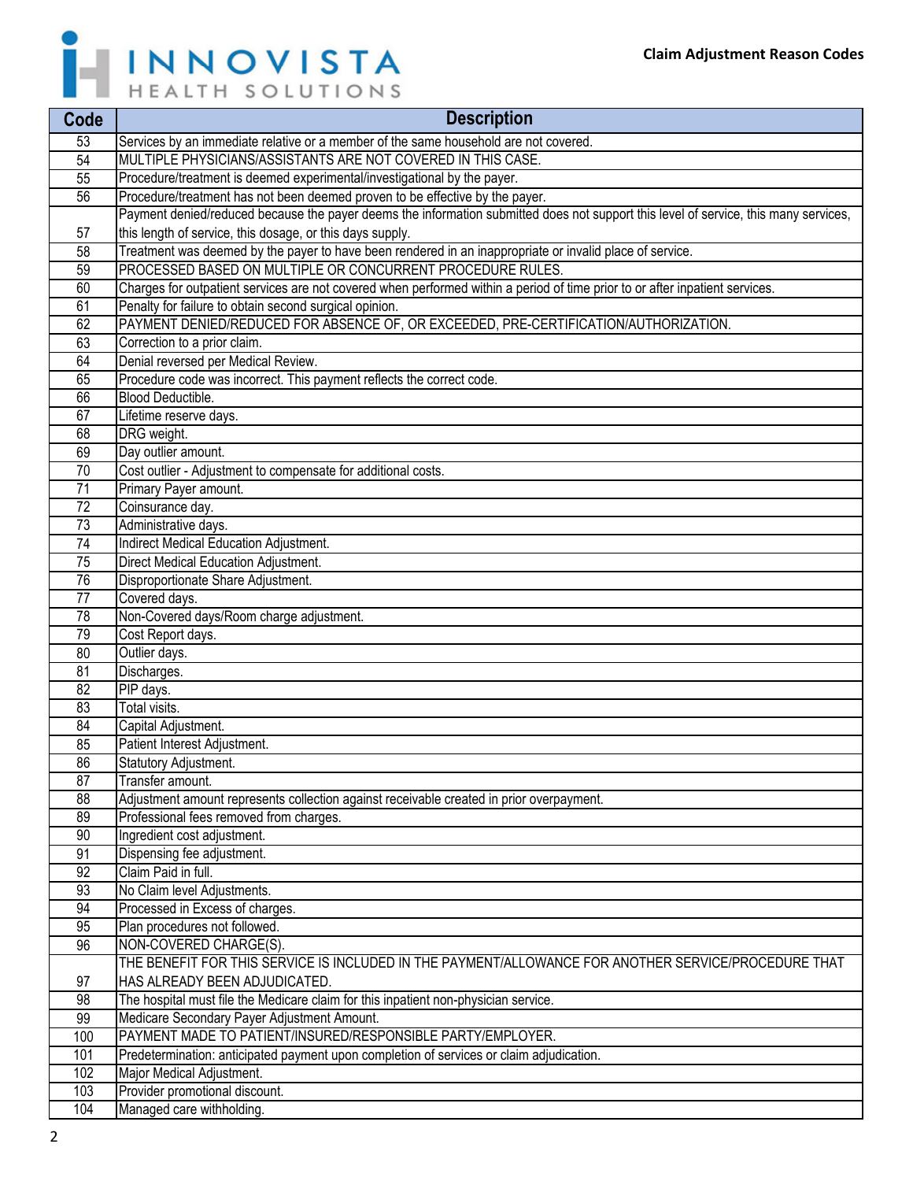| Code | Description |
|---|---|
| 53 | Services by an immediate relative or a member of the same household are not covered. |
| 54 | MULTIPLE PHYSICIANS/ASSISTANTS ARE NOT COVERED IN THIS CASE. |
| 55 | Procedure/treatment is deemed experimental/investigational by the payer. |
| 56 | Procedure/treatment has not been deemed proven to be effective by the payer. |
| 57 | Payment denied/reduced because the payer deems the information submitted does not support this level of service, this many services, this length of service, this dosage, or this days supply. |
| 58 | Treatment was deemed by the payer to have been rendered in an inappropriate or invalid place of service. |
| 59 | PROCESSED BASED ON MULTIPLE OR CONCURRENT PROCEDURE RULES. |
| 60 | Charges for outpatient services are not covered when performed within a period of time prior to or after inpatient services. |
| 61 | Penalty for failure to obtain second surgical opinion. |
| 62 | PAYMENT DENIED/REDUCED FOR ABSENCE OF, OR EXCEEDED, PRE-CERTIFICATION/AUTHORIZATION. |
| 63 | Correction to a prior claim. |
| 64 | Denial reversed per Medical Review. |
| 65 | Procedure code was incorrect. This payment reflects the correct code. |
| 66 | Blood Deductible. |
| 67 | Lifetime reserve days. |
| 68 | DRG weight. |
| 69 | Day outlier amount. |
| 70 | Cost outlier - Adjustment to compensate for additional costs. |
| 71 | Primary Payer amount. |
| 72 | Coinsurance day. |
| 73 | Administrative days. |
| 74 | Indirect Medical Education Adjustment. |
| 75 | Direct Medical Education Adjustment. |
| 76 | Disproportionate Share Adjustment. |
| 77 | Covered days. |
| 78 | Non-Covered days/Room charge adjustment. |
| 79 | Cost Report days. |
| 80 | Outlier days. |
| 81 | Discharges. |
| 82 | PIP days. |
| 83 | Total visits. |
| 84 | Capital Adjustment. |
| 85 | Patient Interest Adjustment. |
| 86 | Statutory Adjustment. |
| 87 | Transfer amount. |
| 88 | Adjustment amount represents collection against receivable created in prior overpayment. |
| 89 | Professional fees removed from charges. |
| 90 | Ingredient cost adjustment. |
| 91 | Dispensing fee adjustment. |
| 92 | Claim Paid in full. |
| 93 | No Claim level Adjustments. |
| 94 | Processed in Excess of charges. |
| 95 | Plan procedures not followed. |
| 96 | NON-COVERED CHARGE(S). |
| 97 | THE BENEFIT FOR THIS SERVICE IS INCLUDED IN THE PAYMENT/ALLOWANCE FOR ANOTHER SERVICE/PROCEDURE THAT HAS ALREADY BEEN ADJUDICATED. |
| 98 | The hospital must file the Medicare claim for this inpatient non-physician service. |
| 99 | Medicare Secondary Payer Adjustment Amount. |
| 100 | PAYMENT MADE TO PATIENT/INSURED/RESPONSIBLE PARTY/EMPLOYER. |
| 101 | Predetermination: anticipated payment upon completion of services or claim adjudication. |
| 102 | Major Medical Adjustment. |
| 103 | Provider promotional discount. |
| 104 | Managed care withholding. |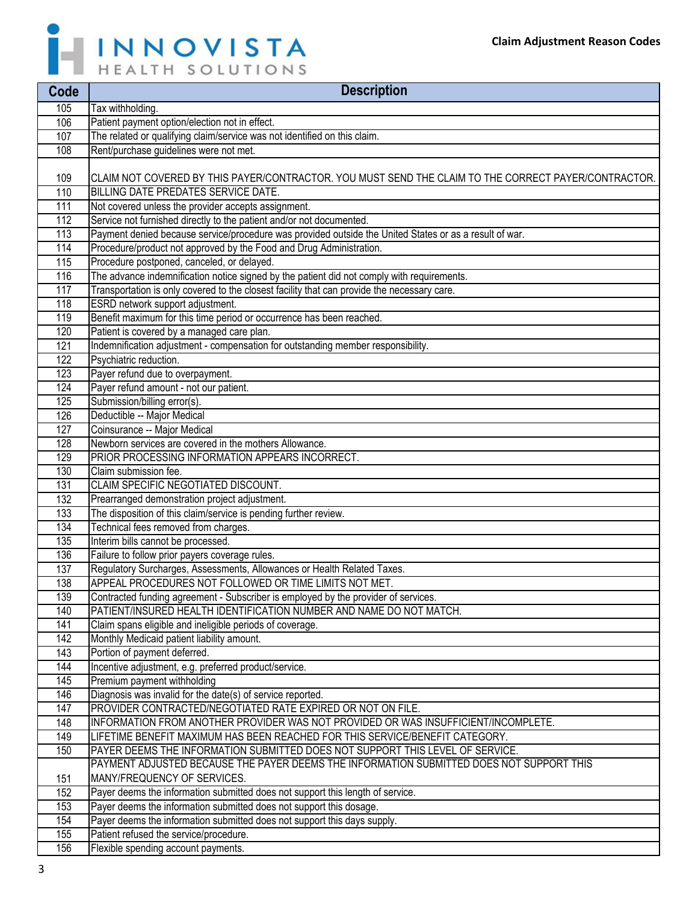| Code | Description |
|---|---|
| 105 | Tax withholding. |
| 106 | Patient payment option/election not in effect. |
| 107 | The related or qualifying claim/service was not identified on this claim. |
| 108 | Rent/purchase guidelines were not met. |
| 109 | CLAIM NOT COVERED BY THIS PAYER/CONTRACTOR. YOU MUST SEND THE CLAIM TO THE CORRECT PAYER/CONTRACTOR. |
| 110 | BILLING DATE PREDATES SERVICE DATE. |
| 111 | Not covered unless the provider accepts assignment. |
| 112 | Service not furnished directly to the patient and/or not documented. |
| 113 | Payment denied because service/procedure was provided outside the United States or as a result of war. |
| 114 | Procedure/product not approved by the Food and Drug Administration. |
| 115 | Procedure postponed, canceled, or delayed. |
| 116 | The advance indemnification notice signed by the patient did not comply with requirements. |
| 117 | Transportation is only covered to the closest facility that can provide the necessary care. |
| 118 | ESRD network support adjustment. |
| 119 | Benefit maximum for this time period or occurrence has been reached. |
| 120 | Patient is covered by a managed care plan. |
| 121 | Indemnification adjustment - compensation for outstanding member responsibility. |
| 122 | Psychiatric reduction. |
| 123 | Payer refund due to overpayment. |
| 124 | Payer refund amount - not our patient. |
| 125 | Submission/billing error(s). |
| 126 | Deductible -- Major Medical |
| 127 | Coinsurance -- Major Medical |
| 128 | Newborn services are covered in the mothers Allowance. |
| 129 | PRIOR PROCESSING INFORMATION APPEARS INCORRECT. |
| 130 | Claim submission fee. |
| 131 | CLAIM SPECIFIC NEGOTIATED DISCOUNT. |
| 132 | Prearranged demonstration project adjustment. |
| 133 | The disposition of this claim/service is pending further review. |
| 134 | Technical fees removed from charges. |
| 135 | Interim bills cannot be processed. |
| 136 | Failure to follow prior payers coverage rules. |
| 137 | Regulatory Surcharges, Assessments, Allowances or Health Related Taxes. |
| 138 | APPEAL PROCEDURES NOT FOLLOWED OR TIME LIMITS NOT MET. |
| 139 | Contracted funding agreement - Subscriber is employed by the provider of services. |
| 140 | PATIENT/INSURED HEALTH IDENTIFICATION NUMBER AND NAME DO NOT MATCH. |
| 141 | Claim spans eligible and ineligible periods of coverage. |
| 142 | Monthly Medicaid patient liability amount. |
| 143 | Portion of payment deferred. |
| 144 | Incentive adjustment, e.g. preferred product/service. |
| 145 | Premium payment withholding |
| 146 | Diagnosis was invalid for the date(s) of service reported. |
| 147 | PROVIDER CONTRACTED/NEGOTIATED RATE EXPIRED OR NOT ON FILE. |
| 148 | INFORMATION FROM ANOTHER PROVIDER WAS NOT PROVIDED OR WAS INSUFFICIENT/INCOMPLETE. |
| 149 | LIFETIME BENEFIT MAXIMUM HAS BEEN REACHED FOR THIS SERVICE/BENEFIT CATEGORY. |
| 150 | PAYER DEEMS THE INFORMATION SUBMITTED DOES NOT SUPPORT THIS LEVEL OF SERVICE. |
| 151 | PAYMENT ADJUSTED BECAUSE THE PAYER DEEMS THE INFORMATION SUBMITTED DOES NOT SUPPORT THIS MANY/FREQUENCY OF SERVICES. |
| 152 | Payer deems the information submitted does not support this length of service. |
| 153 | Payer deems the information submitted does not support this dosage. |
| 154 | Payer deems the information submitted does not support this days supply. |
| 155 | Patient refused the service/procedure. |
| 156 | Flexible spending account payments. |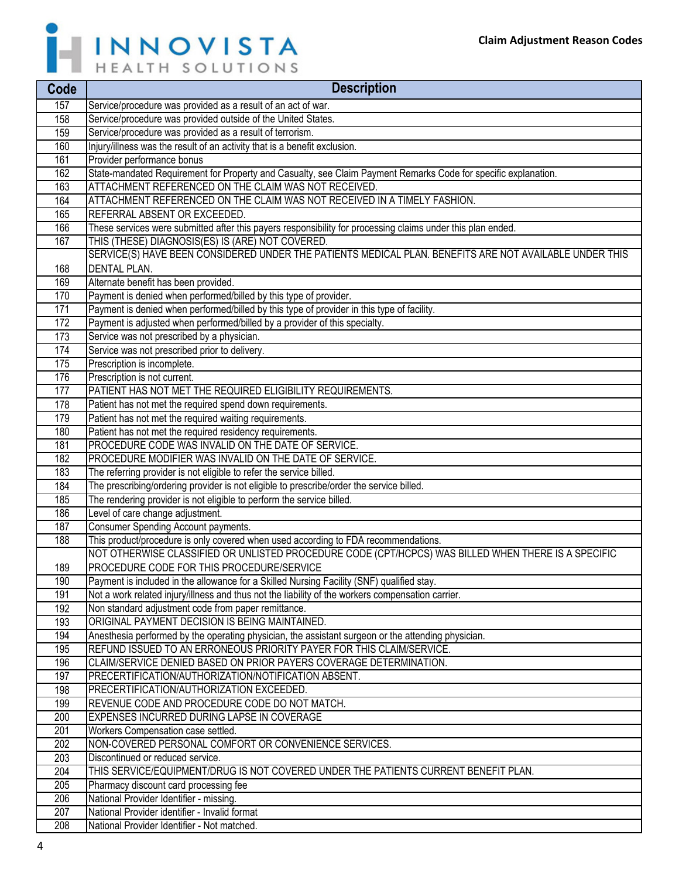| Code | Description |
|---|---|
| 157 | Service/procedure was provided as a result of an act of war. |
| 158 | Service/procedure was provided outside of the United States. |
| 159 | Service/procedure was provided as a result of terrorism. |
| 160 | Injury/illness was the result of an activity that is a benefit exclusion. |
| 161 | Provider performance bonus |
| 162 | State-mandated Requirement for Property and Casualty, see Claim Payment Remarks Code for specific explanation. |
| 163 | ATTACHMENT REFERENCED ON THE CLAIM WAS NOT RECEIVED. |
| 164 | ATTACHMENT REFERENCED ON THE CLAIM WAS NOT RECEIVED IN A TIMELY FASHION. |
| 165 | REFERRAL ABSENT OR EXCEEDED. |
| 166 | These services were submitted after this payers responsibility for processing claims under this plan ended. |
| 167 | THIS (THESE) DIAGNOSIS(ES) IS (ARE) NOT COVERED. |
| 168 | SERVICE(S) HAVE BEEN CONSIDERED UNDER THE PATIENTS MEDICAL PLAN. BENEFITS ARE NOT AVAILABLE UNDER THIS DENTAL PLAN. |
| 169 | Alternate benefit has been provided. |
| 170 | Payment is denied when performed/billed by this type of provider. |
| 171 | Payment is denied when performed/billed by this type of provider in this type of facility. |
| 172 | Payment is adjusted when performed/billed by a provider of this specialty. |
| 173 | Service was not prescribed by a physician. |
| 174 | Service was not prescribed prior to delivery. |
| 175 | Prescription is incomplete. |
| 176 | Prescription is not current. |
| 177 | PATIENT HAS NOT MET THE REQUIRED ELIGIBILITY REQUIREMENTS. |
| 178 | Patient has not met the required spend down requirements. |
| 179 | Patient has not met the required waiting requirements. |
| 180 | Patient has not met the required residency requirements. |
| 181 | PROCEDURE CODE WAS INVALID ON THE DATE OF SERVICE. |
| 182 | PROCEDURE MODIFIER WAS INVALID ON THE DATE OF SERVICE. |
| 183 | The referring provider is not eligible to refer the service billed. |
| 184 | The prescribing/ordering provider is not eligible to prescribe/order the service billed. |
| 185 | The rendering provider is not eligible to perform the service billed. |
| 186 | Level of care change adjustment. |
| 187 | Consumer Spending Account payments. |
| 188 | This product/procedure is only covered when used according to FDA recommendations. |
| 189 | NOT OTHERWISE CLASSIFIED OR UNLISTED PROCEDURE CODE (CPT/HCPCS) WAS BILLED WHEN THERE IS A SPECIFIC PROCEDURE CODE FOR THIS PROCEDURE/SERVICE |
| 190 | Payment is included in the allowance for a Skilled Nursing Facility (SNF) qualified stay. |
| 191 | Not a work related injury/illness and thus not the liability of the workers compensation carrier. |
| 192 | Non standard adjustment code from paper remittance. |
| 193 | ORIGINAL PAYMENT DECISION IS BEING MAINTAINED. |
| 194 | Anesthesia performed by the operating physician, the assistant surgeon or the attending physician. |
| 195 | REFUND ISSUED TO AN ERRONEOUS PRIORITY PAYER FOR THIS CLAIM/SERVICE. |
| 196 | CLAIM/SERVICE DENIED BASED ON PRIOR PAYERS COVERAGE DETERMINATION. |
| 197 | PRECERTIFICATION/AUTHORIZATION/NOTIFICATION ABSENT. |
| 198 | PRECERTIFICATION/AUTHORIZATION EXCEEDED. |
| 199 | REVENUE CODE AND PROCEDURE CODE DO NOT MATCH. |
| 200 | EXPENSES INCURRED DURING LAPSE IN COVERAGE |
| 201 | Workers Compensation case settled. |
| 202 | NON-COVERED PERSONAL COMFORT OR CONVENIENCE SERVICES. |
| 203 | Discontinued or reduced service. |
| 204 | THIS SERVICE/EQUIPMENT/DRUG IS NOT COVERED UNDER THE PATIENTS CURRENT BENEFIT PLAN. |
| 205 | Pharmacy discount card processing fee |
| 206 | National Provider Identifier - missing. |
| 207 | National Provider identifier - Invalid format |
| 208 | National Provider Identifier - Not matched. |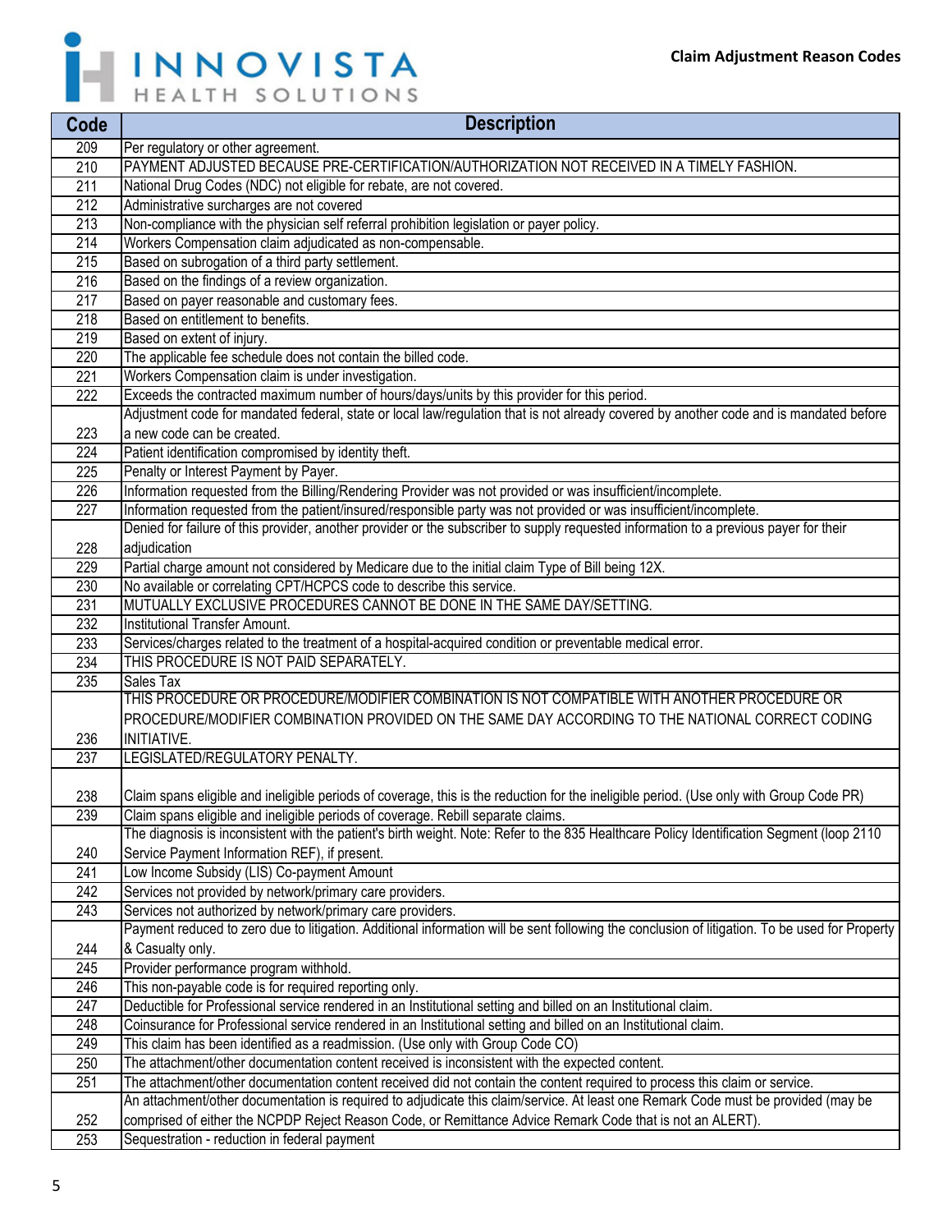| Code | Description |
|---|---|
| 209 | Per regulatory or other agreement. |
| 210 | PAYMENT ADJUSTED BECAUSE PRE-CERTIFICATION/AUTHORIZATION NOT RECEIVED IN A TIMELY FASHION. |
| 211 | National Drug Codes (NDC) not eligible for rebate, are not covered. |
| 212 | Administrative surcharges are not covered |
| 213 | Non-compliance with the physician self referral prohibition legislation or payer policy. |
| 214 | Workers Compensation claim adjudicated as non-compensable. |
| 215 | Based on subrogation of a third party settlement. |
| 216 | Based on the findings of a review organization. |
| 217 | Based on payer reasonable and customary fees. |
| 218 | Based on entitlement to benefits. |
| 219 | Based on extent of injury. |
| 220 | The applicable fee schedule does not contain the billed code. |
| 221 | Workers Compensation claim is under investigation. |
| 222 | Exceeds the contracted maximum number of hours/days/units by this provider for this period. |
| 223 | Adjustment code for mandated federal, state or local law/regulation that is not already covered by another code and is mandated before a new code can be created. |
| 224 | Patient identification compromised by identity theft. |
| 225 | Penalty or Interest Payment by Payer. |
| 226 | Information requested from the Billing/Rendering Provider was not provided or was insufficient/incomplete. |
| 227 | Information requested from the patient/insured/responsible party was not provided or was insufficient/incomplete. |
| 228 | Denied for failure of this provider, another provider or the subscriber to supply requested information to a previous payer for their adjudication |
| 229 | Partial charge amount not considered by Medicare due to the initial claim Type of Bill being 12X. |
| 230 | No available or correlating CPT/HCPCS code to describe this service. |
| 231 | MUTUALLY EXCLUSIVE PROCEDURES CANNOT BE DONE IN THE SAME DAY/SETTING. |
| 232 | Institutional Transfer Amount. |
| 233 | Services/charges related to the treatment of a hospital-acquired condition or preventable medical error. |
| 234 | THIS PROCEDURE IS NOT PAID SEPARATELY. |
| 235 | Sales Tax |
| 236 | THIS PROCEDURE OR PROCEDURE/MODIFIER COMBINATION IS NOT COMPATIBLE WITH ANOTHER PROCEDURE OR PROCEDURE/MODIFIER COMBINATION PROVIDED ON THE SAME DAY ACCORDING TO THE NATIONAL CORRECT CODING INITIATIVE. |
| 237 | LEGISLATED/REGULATORY PENALTY. |
| 238 | Claim spans eligible and ineligible periods of coverage, this is the reduction for the ineligible period. (Use only with Group Code PR) |
| 239 | Claim spans eligible and ineligible periods of coverage. Rebill separate claims. |
| 240 | The diagnosis is inconsistent with the patient's birth weight. Note: Refer to the 835 Healthcare Policy Identification Segment (loop 2110 Service Payment Information REF), if present. |
| 241 | Low Income Subsidy (LIS) Co-payment Amount |
| 242 | Services not provided by network/primary care providers. |
| 243 | Services not authorized by network/primary care providers. |
| 244 | Payment reduced to zero due to litigation. Additional information will be sent following the conclusion of litigation. To be used for Property & Casualty only. |
| 245 | Provider performance program withhold. |
| 246 | This non-payable code is for required reporting only. |
| 247 | Deductible for Professional service rendered in an Institutional setting and billed on an Institutional claim. |
| 248 | Coinsurance for Professional service rendered in an Institutional setting and billed on an Institutional claim. |
| 249 | This claim has been identified as a readmission. (Use only with Group Code CO) |
| 250 | The attachment/other documentation content received is inconsistent with the expected content. |
| 251 | The attachment/other documentation content received did not contain the content required to process this claim or service. |
| 252 | An attachment/other documentation is required to adjudicate this claim/service. At least one Remark Code must be provided (may be comprised of either the NCPDP Reject Reason Code, or Remittance Advice Remark Code that is not an ALERT). |
| 253 | Sequestration - reduction in federal payment |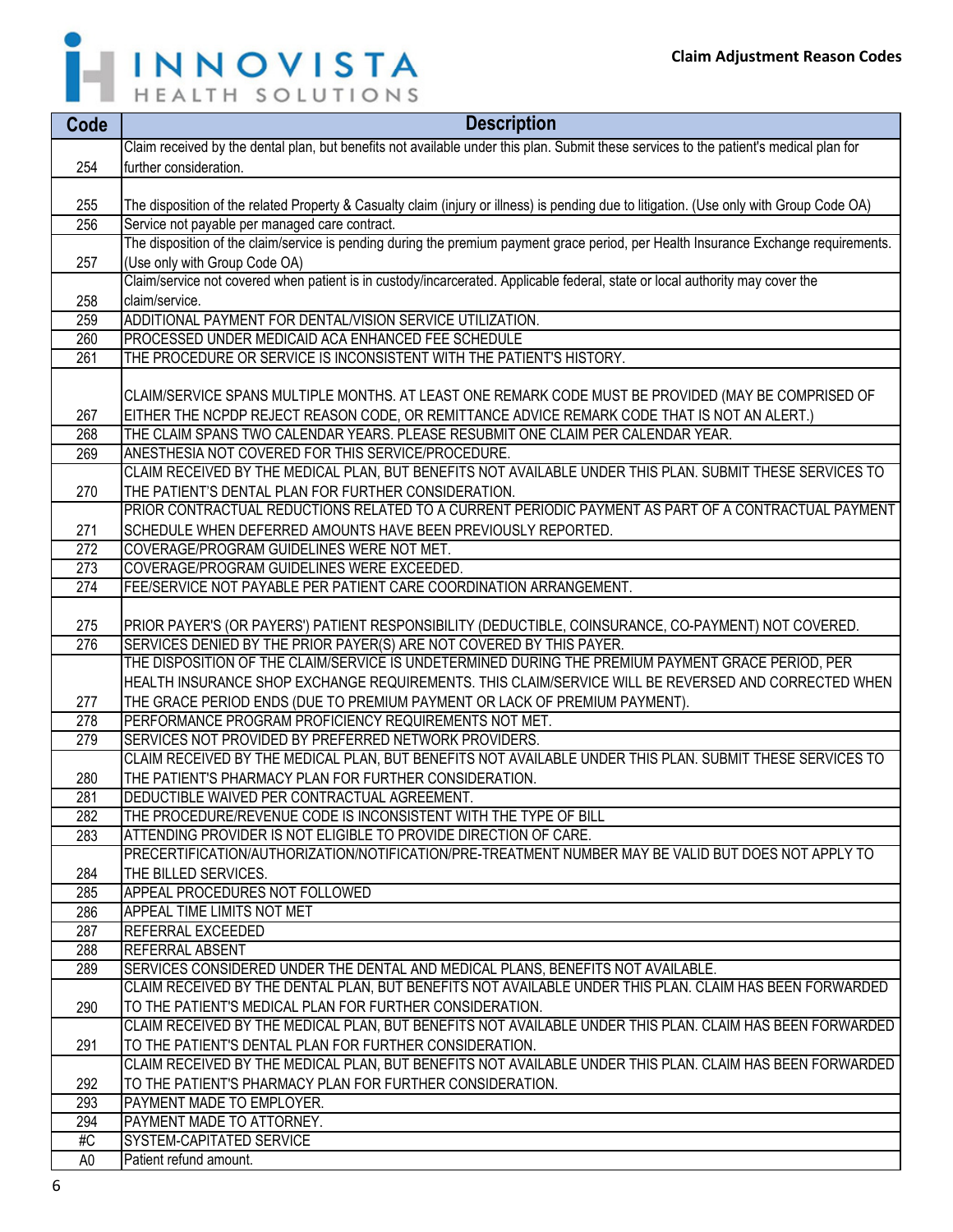| Code | Description |
|---|---|
| 254 | Claim received by the dental plan, but benefits not available under this plan. Submit these services to the patient's medical plan for further consideration. |
| 255 | The disposition of the related Property & Casualty claim (injury or illness) is pending due to litigation. (Use only with Group Code OA) |
| 256 | Service not payable per managed care contract. |
| 257 | The disposition of the claim/service is pending during the premium payment grace period, per Health Insurance Exchange requirements. (Use only with Group Code OA) |
| 258 | Claim/service not covered when patient is in custody/incarcerated. Applicable federal, state or local authority may cover the claim/service. |
| 259 | ADDITIONAL PAYMENT FOR DENTAL/VISION SERVICE UTILIZATION. |
| 260 | PROCESSED UNDER MEDICAID ACA ENHANCED FEE SCHEDULE |
| 261 | THE PROCEDURE OR SERVICE IS INCONSISTENT WITH THE PATIENT'S HISTORY. |
| 267 | CLAIM/SERVICE SPANS MULTIPLE MONTHS. AT LEAST ONE REMARK CODE MUST BE PROVIDED (MAY BE COMPRISED OF EITHER THE NCPDP REJECT REASON CODE, OR REMITTANCE ADVICE REMARK CODE THAT IS NOT AN ALERT.) |
| 268 | THE CLAIM SPANS TWO CALENDAR YEARS. PLEASE RESUBMIT ONE CLAIM PER CALENDAR YEAR. |
| 269 | ANESTHESIA NOT COVERED FOR THIS SERVICE/PROCEDURE. |
| 270 | CLAIM RECEIVED BY THE MEDICAL PLAN, BUT BENEFITS NOT AVAILABLE UNDER THIS PLAN. SUBMIT THESE SERVICES TO THE PATIENT'S DENTAL PLAN FOR FURTHER CONSIDERATION. |
| 271 | PRIOR CONTRACTUAL REDUCTIONS RELATED TO A CURRENT PERIODIC PAYMENT AS PART OF A CONTRACTUAL PAYMENT SCHEDULE WHEN DEFERRED AMOUNTS HAVE BEEN PREVIOUSLY REPORTED. |
| 272 | COVERAGE/PROGRAM GUIDELINES WERE NOT MET. |
| 273 | COVERAGE/PROGRAM GUIDELINES WERE EXCEEDED. |
| 274 | FEE/SERVICE NOT PAYABLE PER PATIENT CARE COORDINATION ARRANGEMENT. |
| 275 | PRIOR PAYER'S (OR PAYERS') PATIENT RESPONSIBILITY (DEDUCTIBLE, COINSURANCE, CO-PAYMENT) NOT COVERED. |
| 276 | SERVICES DENIED BY THE PRIOR PAYER(S) ARE NOT COVERED BY THIS PAYER. |
| 277 | THE DISPOSITION OF THE CLAIM/SERVICE IS UNDETERMINED DURING THE PREMIUM PAYMENT GRACE PERIOD, PER HEALTH INSURANCE SHOP EXCHANGE REQUIREMENTS. THIS CLAIM/SERVICE WILL BE REVERSED AND CORRECTED WHEN THE GRACE PERIOD ENDS (DUE TO PREMIUM PAYMENT OR LACK OF PREMIUM PAYMENT). |
| 278 | PERFORMANCE PROGRAM PROFICIENCY REQUIREMENTS NOT MET. |
| 279 | SERVICES NOT PROVIDED BY PREFERRED NETWORK PROVIDERS. |
| 280 | CLAIM RECEIVED BY THE MEDICAL PLAN, BUT BENEFITS NOT AVAILABLE UNDER THIS PLAN. SUBMIT THESE SERVICES TO THE PATIENT'S PHARMACY PLAN FOR FURTHER CONSIDERATION. |
| 281 | DEDUCTIBLE WAIVED PER CONTRACTUAL AGREEMENT. |
| 282 | THE PROCEDURE/REVENUE CODE IS INCONSISTENT WITH THE TYPE OF BILL |
| 283 | ATTENDING PROVIDER IS NOT ELIGIBLE TO PROVIDE DIRECTION OF CARE. |
| 284 | PRECERTIFICATION/AUTHORIZATION/NOTIFICATION/PRE-TREATMENT NUMBER MAY BE VALID BUT DOES NOT APPLY TO THE BILLED SERVICES. |
| 285 | APPEAL PROCEDURES NOT FOLLOWED |
| 286 | APPEAL TIME LIMITS NOT MET |
| 287 | REFERRAL EXCEEDED |
| 288 | REFERRAL ABSENT |
| 289 | SERVICES CONSIDERED UNDER THE DENTAL AND MEDICAL PLANS, BENEFITS NOT AVAILABLE. |
| 290 | CLAIM RECEIVED BY THE DENTAL PLAN, BUT BENEFITS NOT AVAILABLE UNDER THIS PLAN. CLAIM HAS BEEN FORWARDED TO THE PATIENT'S MEDICAL PLAN FOR FURTHER CONSIDERATION. |
| 291 | CLAIM RECEIVED BY THE MEDICAL PLAN, BUT BENEFITS NOT AVAILABLE UNDER THIS PLAN. CLAIM HAS BEEN FORWARDED TO THE PATIENT'S DENTAL PLAN FOR FURTHER CONSIDERATION. |
| 292 | CLAIM RECEIVED BY THE MEDICAL PLAN, BUT BENEFITS NOT AVAILABLE UNDER THIS PLAN. CLAIM HAS BEEN FORWARDED TO THE PATIENT'S PHARMACY PLAN FOR FURTHER CONSIDERATION. |
| 293 | PAYMENT MADE TO EMPLOYER. |
| 294 | PAYMENT MADE TO ATTORNEY. |
| #C | SYSTEM-CAPITATED SERVICE |
| A0 | Patient refund amount. |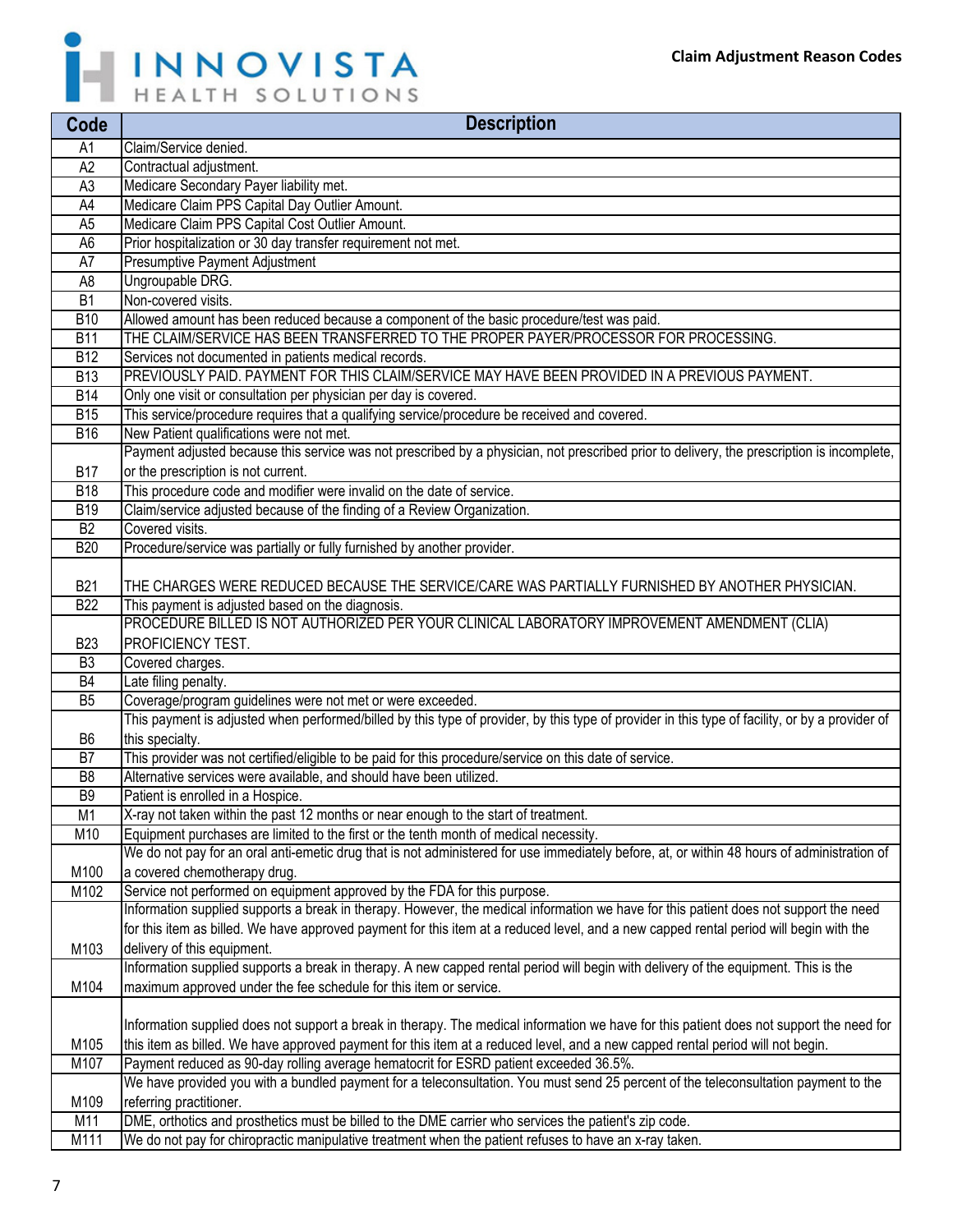**Claim Adjustment Reason Codes**

| Code | Description |
|---|---|
| A1 | Claim/Service denied. |
| A2 | Contractual adjustment. |
| A3 | Medicare Secondary Payer liability met. |
| A4 | Medicare Claim PPS Capital Day Outlier Amount. |
| A5 | Medicare Claim PPS Capital Cost Outlier Amount. |
| A6 | Prior hospitalization or 30 day transfer requirement not met. |
| A7 | Presumptive Payment Adjustment |
| A8 | Ungroupable DRG. |
| B1 | Non-covered visits. |
| B10 | Allowed amount has been reduced because a component of the basic procedure/test was paid. |
| B11 | THE CLAIM/SERVICE HAS BEEN TRANSFERRED TO THE PROPER PAYER/PROCESSOR FOR PROCESSING. |
| B12 | Services not documented in patients medical records. |
| B13 | PREVIOUSLY PAID. PAYMENT FOR THIS CLAIM/SERVICE MAY HAVE BEEN PROVIDED IN A PREVIOUS PAYMENT. |
| B14 | Only one visit or consultation per physician per day is covered. |
| B15 | This service/procedure requires that a qualifying service/procedure be received and covered. |
| B16 | New Patient qualifications were not met. |
| B17 | Payment adjusted because this service was not prescribed by a physician, not prescribed prior to delivery, the prescription is incomplete, or the prescription is not current. |
| B18 | This procedure code and modifier were invalid on the date of service. |
| B19 | Claim/service adjusted because of the finding of a Review Organization. |
| B2 | Covered visits. |
| B20 | Procedure/service was partially or fully furnished by another provider. |
| B21 | THE CHARGES WERE REDUCED BECAUSE THE SERVICE/CARE WAS PARTIALLY FURNISHED BY ANOTHER PHYSICIAN. |
| B22 | This payment is adjusted based on the diagnosis. |
| B23 | PROCEDURE BILLED IS NOT AUTHORIZED PER YOUR CLINICAL LABORATORY IMPROVEMENT AMENDMENT (CLIA) PROFICIENCY TEST. |
| B3 | Covered charges. |
| B4 | Late filing penalty. |
| B5 | Coverage/program guidelines were not met or were exceeded. |
| B6 | This payment is adjusted when performed/billed by this type of provider, by this type of provider in this type of facility, or by a provider of this specialty. |
| B7 | This provider was not certified/eligible to be paid for this procedure/service on this date of service. |
| B8 | Alternative services were available, and should have been utilized. |
| B9 | Patient is enrolled in a Hospice. |
| M1 | X-ray not taken within the past 12 months or near enough to the start of treatment. |
| M10 | Equipment purchases are limited to the first or the tenth month of medical necessity. |
| M100 | We do not pay for an oral anti-emetic drug that is not administered for use immediately before, at, or within 48 hours of administration of a covered chemotherapy drug. |
| M102 | Service not performed on equipment approved by the FDA for this purpose. |
| M103 | Information supplied supports a break in therapy. However, the medical information we have for this patient does not support the need for this item as billed. We have approved payment for this item at a reduced level, and a new capped rental period will begin with the delivery of this equipment. |
| M104 | Information supplied supports a break in therapy. A new capped rental period will begin with delivery of the equipment. This is the maximum approved under the fee schedule for this item or service. |
| M105 | Information supplied does not support a break in therapy. The medical information we have for this patient does not support the need for this item as billed. We have approved payment for this item at a reduced level, and a new capped rental period will not begin. |
| M107 | Payment reduced as 90-day rolling average hematocrit for ESRD patient exceeded 36.5%. |
| M109 | We have provided you with a bundled payment for a teleconsultation. You must send 25 percent of the teleconsultation payment to the referring practitioner. |
| M11 | DME, orthotics and prosthetics must be billed to the DME carrier who services the patient's zip code. |
| M111 | We do not pay for chiropractic manipulative treatment when the patient refuses to have an x-ray taken. |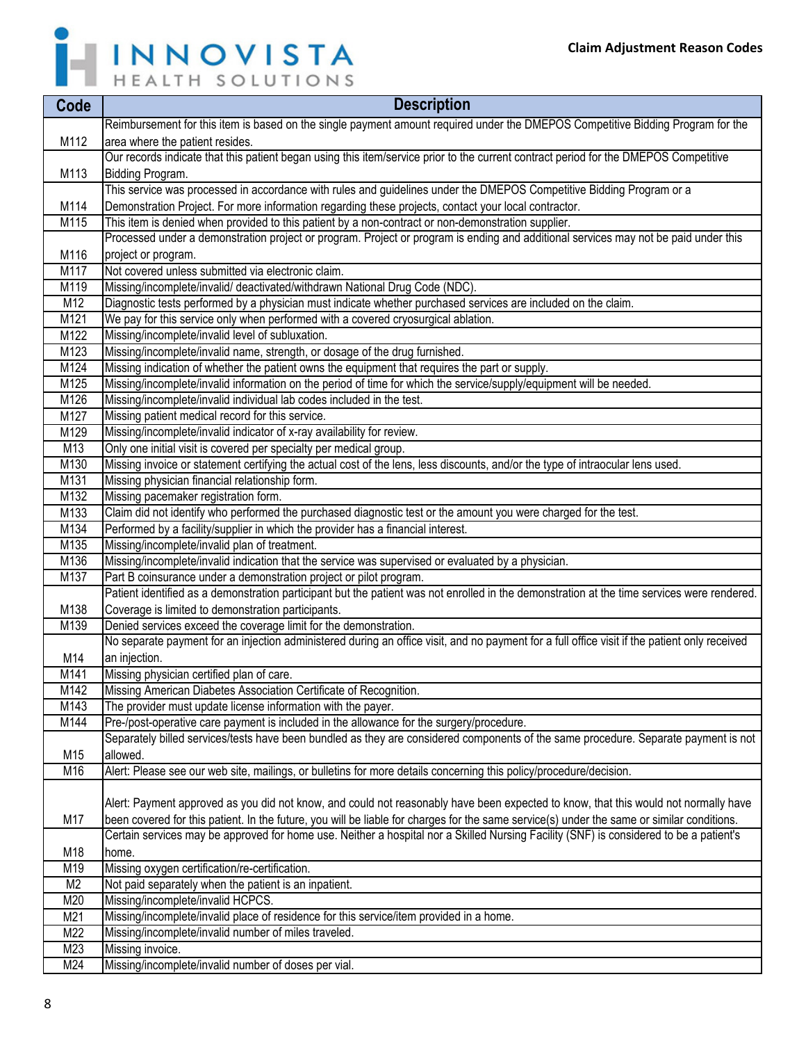| Code | Description |
|---|---|
| M112 | Reimbursement for this item is based on the single payment amount required under the DMEPOS Competitive Bidding Program for the area where the patient resides. |
| M113 | Our records indicate that this patient began using this item/service prior to the current contract period for the DMEPOS Competitive Bidding Program. |
| M114 | This service was processed in accordance with rules and guidelines under the DMEPOS Competitive Bidding Program or a Demonstration Project. For more information regarding these projects, contact your local contractor. |
| M115 | This item is denied when provided to this patient by a non-contract or non-demonstration supplier. |
| M116 | Processed under a demonstration project or program. Project or program is ending and additional services may not be paid under this project or program. |
| M117 | Not covered unless submitted via electronic claim. |
| M119 | Missing/incomplete/invalid/ deactivated/withdrawn National Drug Code (NDC). |
| M12 | Diagnostic tests performed by a physician must indicate whether purchased services are included on the claim. |
| M121 | We pay for this service only when performed with a covered cryosurgical ablation. |
| M122 | Missing/incomplete/invalid level of subluxation. |
| M123 | Missing/incomplete/invalid name, strength, or dosage of the drug furnished. |
| M124 | Missing indication of whether the patient owns the equipment that requires the part or supply. |
| M125 | Missing/incomplete/invalid information on the period of time for which the service/supply/equipment will be needed. |
| M126 | Missing/incomplete/invalid individual lab codes included in the test. |
| M127 | Missing patient medical record for this service. |
| M129 | Missing/incomplete/invalid indicator of x-ray availability for review. |
| M13 | Only one initial visit is covered per specialty per medical group. |
| M130 | Missing invoice or statement certifying the actual cost of the lens, less discounts, and/or the type of intraocular lens used. |
| M131 | Missing physician financial relationship form. |
| M132 | Missing pacemaker registration form. |
| M133 | Claim did not identify who performed the purchased diagnostic test or the amount you were charged for the test. |
| M134 | Performed by a facility/supplier in which the provider has a financial interest. |
| M135 | Missing/incomplete/invalid plan of treatment. |
| M136 | Missing/incomplete/invalid indication that the service was supervised or evaluated by a physician. |
| M137 | Part B coinsurance under a demonstration project or pilot program. |
| M138 | Patient identified as a demonstration participant but the patient was not enrolled in the demonstration at the time services were rendered. Coverage is limited to demonstration participants. |
| M139 | Denied services exceed the coverage limit for the demonstration. |
| M14 | No separate payment for an injection administered during an office visit, and no payment for a full office visit if the patient only received an injection. |
| M141 | Missing physician certified plan of care. |
| M142 | Missing American Diabetes Association Certificate of Recognition. |
| M143 | The provider must update license information with the payer. |
| M144 | Pre-/post-operative care payment is included in the allowance for the surgery/procedure. |
| M15 | Separately billed services/tests have been bundled as they are considered components of the same procedure. Separate payment is not allowed. |
| M16 | Alert: Please see our web site, mailings, or bulletins for more details concerning this policy/procedure/decision. |
| M17 | Alert: Payment approved as you did not know, and could not reasonably have been expected to know, that this would not normally have been covered for this patient. In the future, you will be liable for charges for the same service(s) under the same or similar conditions. |
| M18 | Certain services may be approved for home use. Neither a hospital nor a Skilled Nursing Facility (SNF) is considered to be a patient's home. |
| M19 | Missing oxygen certification/re-certification. |
| M2 | Not paid separately when the patient is an inpatient. |
| M20 | Missing/incomplete/invalid HCPCS. |
| M21 | Missing/incomplete/invalid place of residence for this service/item provided in a home. |
| M22 | Missing/incomplete/invalid number of miles traveled. |
| M23 | Missing invoice. |
| M24 | Missing/incomplete/invalid number of doses per vial. |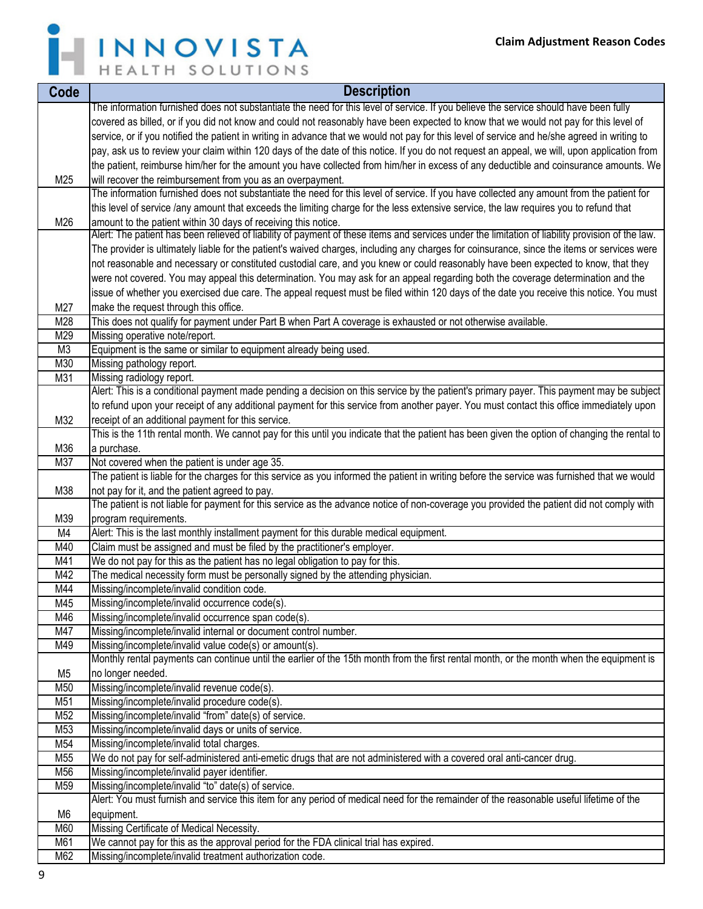| Code | Description |
|---|---|
| M25 | The information furnished does not substantiate the need for this level of service. If you believe the service should have been fully covered as billed, or if you did not know and could not reasonably have been expected to know that we would not pay for this level of service, or if you notified the patient in writing in advance that we would not pay for this level of service and he/she agreed in writing to pay, ask us to review your claim within 120 days of the date of this notice. If you do not request an appeal, we will, upon application from the patient, reimburse him/her for the amount you have collected from him/her in excess of any deductible and coinsurance amounts. We will recover the reimbursement from you as an overpayment. |
| M26 | The information furnished does not substantiate the need for this level of service. If you have collected any amount from the patient for this level of service /any amount that exceeds the limiting charge for the less extensive service, the law requires you to refund that amount to the patient within 30 days of receiving this notice. |
| M27 | Alert: The patient has been relieved of liability of payment of these items and services under the limitation of liability provision of the law. The provider is ultimately liable for the patient's waived charges, including any charges for coinsurance, since the items or services were not reasonable and necessary or constituted custodial care, and you knew or could reasonably have been expected to know, that they were not covered. You may appeal this determination. You may ask for an appeal regarding both the coverage determination and the issue of whether you exercised due care. The appeal request must be filed within 120 days of the date you receive this notice. You must make the request through this office. |
| M28 | This does not qualify for payment under Part B when Part A coverage is exhausted or not otherwise available. |
| M29 | Missing operative note/report. |
| M3 | Equipment is the same or similar to equipment already being used. |
| M30 | Missing pathology report. |
| M31 | Missing radiology report. |
| M32 | Alert: This is a conditional payment made pending a decision on this service by the patient's primary payer. This payment may be subject to refund upon your receipt of any additional payment for this service from another payer. You must contact this office immediately upon receipt of an additional payment for this service. |
| M36 | This is the 11th rental month. We cannot pay for this until you indicate that the patient has been given the option of changing the rental to a purchase. |
| M37 | Not covered when the patient is under age 35. |
| M38 | The patient is liable for the charges for this service as you informed the patient in writing before the service was furnished that we would not pay for it, and the patient agreed to pay. |
| M39 | The patient is not liable for payment for this service as the advance notice of non-coverage you provided the patient did not comply with program requirements. |
| M4 | Alert: This is the last monthly installment payment for this durable medical equipment. |
| M40 | Claim must be assigned and must be filed by the practitioner's employer. |
| M41 | We do not pay for this as the patient has no legal obligation to pay for this. |
| M42 | The medical necessity form must be personally signed by the attending physician. |
| M44 | Missing/incomplete/invalid condition code. |
| M45 | Missing/incomplete/invalid occurrence code(s). |
| M46 | Missing/incomplete/invalid occurrence span code(s). |
| M47 | Missing/incomplete/invalid internal or document control number. |
| M49 | Missing/incomplete/invalid value code(s) or amount(s). |
| M5 | Monthly rental payments can continue until the earlier of the 15th month from the first rental month, or the month when the equipment is no longer needed. |
| M50 | Missing/incomplete/invalid revenue code(s). |
| M51 | Missing/incomplete/invalid procedure code(s). |
| M52 | Missing/incomplete/invalid "from" date(s) of service. |
| M53 | Missing/incomplete/invalid days or units of service. |
| M54 | Missing/incomplete/invalid total charges. |
| M55 | We do not pay for self-administered anti-emetic drugs that are not administered with a covered oral anti-cancer drug. |
| M56 | Missing/incomplete/invalid payer identifier. |
| M59 | Missing/incomplete/invalid "to" date(s) of service. |
| M6 | Alert: You must furnish and service this item for any period of medical need for the remainder of the reasonable useful lifetime of the equipment. |
| M60 | Missing Certificate of Medical Necessity. |
| M61 | We cannot pay for this as the approval period for the FDA clinical trial has expired. |
| M62 | Missing/incomplete/invalid treatment authorization code. |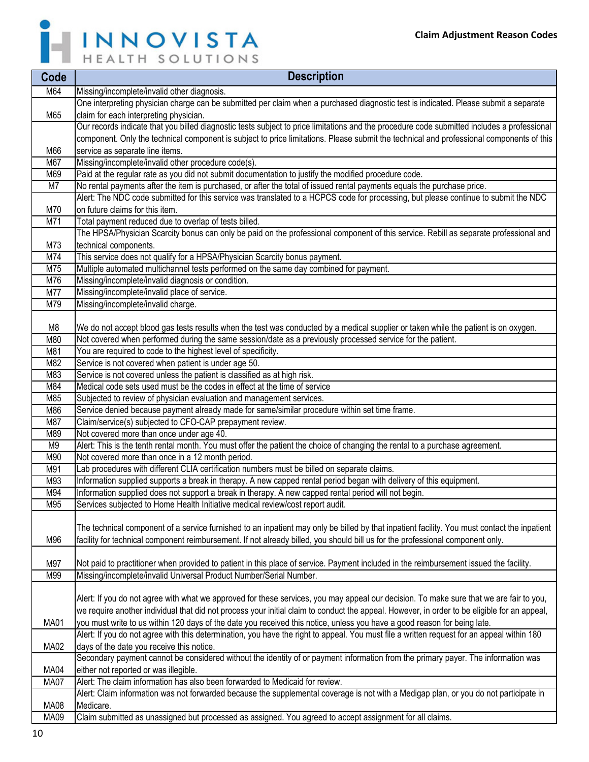| Code | Description |
|---|---|
| M64 | Missing/incomplete/invalid other diagnosis. |
| M65 | One interpreting physician charge can be submitted per claim when a purchased diagnostic test is indicated. Please submit a separate claim for each interpreting physician. |
| M66 | Our records indicate that you billed diagnostic tests subject to price limitations and the procedure code submitted includes a professional component. Only the technical component is subject to price limitations. Please submit the technical and professional components of this service as separate line items. |
| M67 | Missing/incomplete/invalid other procedure code(s). |
| M69 | Paid at the regular rate as you did not submit documentation to justify the modified procedure code. |
| M7 | No rental payments after the item is purchased, or after the total of issued rental payments equals the purchase price. |
| M70 | Alert: The NDC code submitted for this service was translated to a HCPCS code for processing, but please continue to submit the NDC on future claims for this item. |
| M71 | Total payment reduced due to overlap of tests billed. |
| M73 | The HPSA/Physician Scarcity bonus can only be paid on the professional component of this service. Rebill as separate professional and technical components. |
| M74 | This service does not qualify for a HPSA/Physician Scarcity bonus payment. |
| M75 | Multiple automated multichannel tests performed on the same day combined for payment. |
| M76 | Missing/incomplete/invalid diagnosis or condition. |
| M77 | Missing/incomplete/invalid place of service. |
| M79 | Missing/incomplete/invalid charge. |
| M8 | We do not accept blood gas tests results when the test was conducted by a medical supplier or taken while the patient is on oxygen. |
| M80 | Not covered when performed during the same session/date as a previously processed service for the patient. |
| M81 | You are required to code to the highest level of specificity. |
| M82 | Service is not covered when patient is under age 50. |
| M83 | Service is not covered unless the patient is classified as at high risk. |
| M84 | Medical code sets used must be the codes in effect at the time of service |
| M85 | Subjected to review of physician evaluation and management services. |
| M86 | Service denied because payment already made for same/similar procedure within set time frame. |
| M87 | Claim/service(s) subjected to CFO-CAP prepayment review. |
| M89 | Not covered more than once under age 40. |
| M9 | Alert: This is the tenth rental month. You must offer the patient the choice of changing the rental to a purchase agreement. |
| M90 | Not covered more than once in a 12 month period. |
| M91 | Lab procedures with different CLIA certification numbers must be billed on separate claims. |
| M93 | Information supplied supports a break in therapy. A new capped rental period began with delivery of this equipment. |
| M94 | Information supplied does not support a break in therapy. A new capped rental period will not begin. |
| M95 | Services subjected to Home Health Initiative medical review/cost report audit. |
| M96 | The technical component of a service furnished to an inpatient may only be billed by that inpatient facility. You must contact the inpatient facility for technical component reimbursement. If not already billed, you should bill us for the professional component only. |
| M97 | Not paid to practitioner when provided to patient in this place of service. Payment included in the reimbursement issued the facility. |
| M99 | Missing/incomplete/invalid Universal Product Number/Serial Number. |
| MA01 | Alert: If you do not agree with what we approved for these services, you may appeal our decision. To make sure that we are fair to you, we require another individual that did not process your initial claim to conduct the appeal. However, in order to be eligible for an appeal, you must write to us within 120 days of the date you received this notice, unless you have a good reason for being late. |
| MA02 | Alert: If you do not agree with this determination, you have the right to appeal. You must file a written request for an appeal within 180 days of the date you receive this notice. |
| MA04 | Secondary payment cannot be considered without the identity of or payment information from the primary payer. The information was either not reported or was illegible. |
| MA07 | Alert: The claim information has also been forwarded to Medicaid for review. |
| MA08 | Alert: Claim information was not forwarded because the supplemental coverage is not with a Medigap plan, or you do not participate in Medicare. |
| MA09 | Claim submitted as unassigned but processed as assigned. You agreed to accept assignment for all claims. |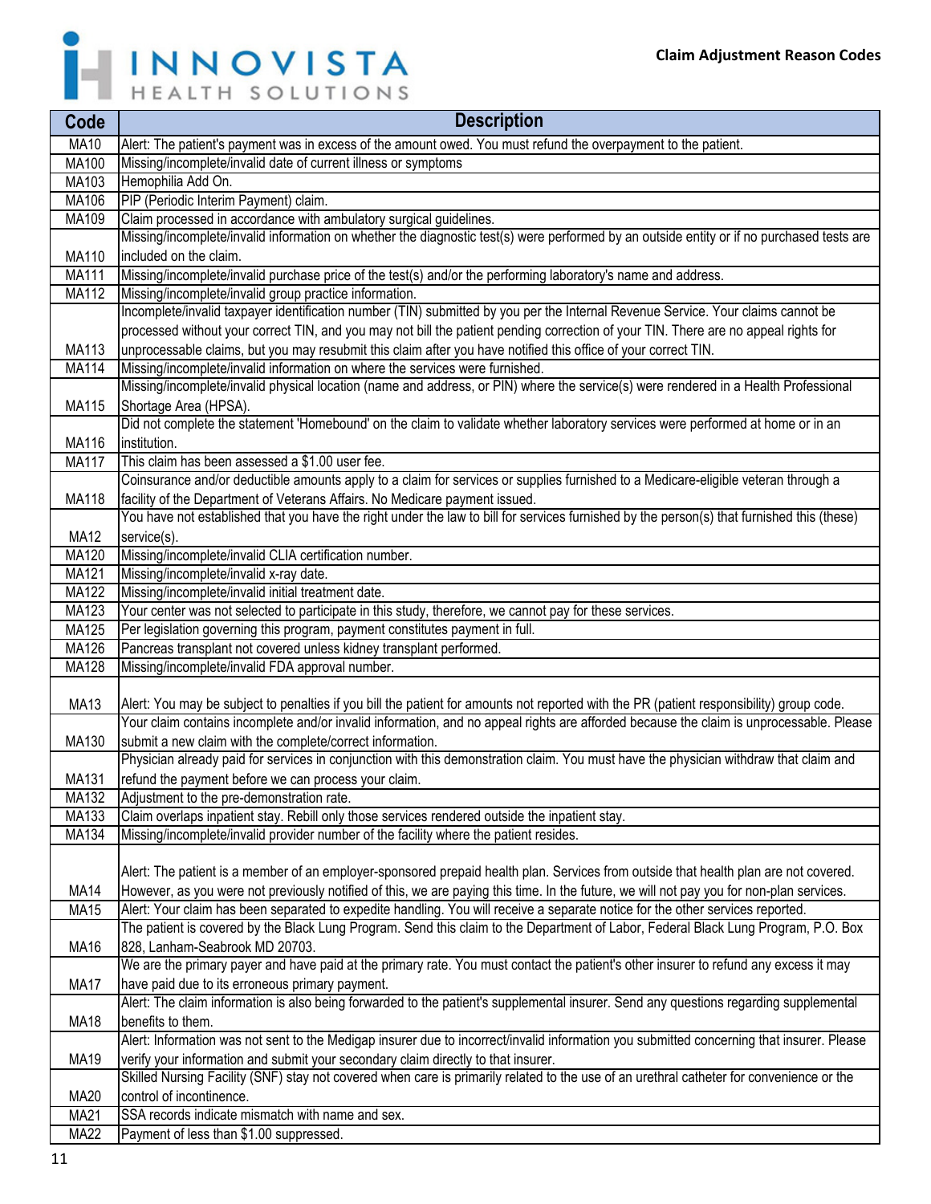| Code | Description |
|---|---|
| MA10 | Alert: The patient's payment was in excess of the amount owed. You must refund the overpayment to the patient. |
| MA100 | Missing/incomplete/invalid date of current illness or symptoms |
| MA103 | Hemophilia Add On. |
| MA106 | PIP (Periodic Interim Payment) claim. |
| MA109 | Claim processed in accordance with ambulatory surgical guidelines. |
| MA110 | Missing/incomplete/invalid information on whether the diagnostic test(s) were performed by an outside entity or if no purchased tests are included on the claim. |
| MA111 | Missing/incomplete/invalid purchase price of the test(s) and/or the performing laboratory's name and address. |
| MA112 | Missing/incomplete/invalid group practice information. |
| MA113 | Incomplete/invalid taxpayer identification number (TIN) submitted by you per the Internal Revenue Service. Your claims cannot be processed without your correct TIN, and you may not bill the patient pending correction of your TIN. There are no appeal rights for unprocessable claims, but you may resubmit this claim after you have notified this office of your correct TIN. |
| MA114 | Missing/incomplete/invalid information on where the services were furnished. |
| MA115 | Missing/incomplete/invalid physical location (name and address, or PIN) where the service(s) were rendered in a Health Professional Shortage Area (HPSA). |
| MA116 | Did not complete the statement 'Homebound' on the claim to validate whether laboratory services were performed at home or in an institution. |
| MA117 | This claim has been assessed a $1.00 user fee. |
| MA118 | Coinsurance and/or deductible amounts apply to a claim for services or supplies furnished to a Medicare-eligible veteran through a facility of the Department of Veterans Affairs. No Medicare payment issued. |
| MA12 | You have not established that you have the right under the law to bill for services furnished by the person(s) that furnished this (these) service(s). |
| MA120 | Missing/incomplete/invalid CLIA certification number. |
| MA121 | Missing/incomplete/invalid x-ray date. |
| MA122 | Missing/incomplete/invalid initial treatment date. |
| MA123 | Your center was not selected to participate in this study, therefore, we cannot pay for these services. |
| MA125 | Per legislation governing this program, payment constitutes payment in full. |
| MA126 | Pancreas transplant not covered unless kidney transplant performed. |
| MA128 | Missing/incomplete/invalid FDA approval number. |
| MA13 | Alert: You may be subject to penalties if you bill the patient for amounts not reported with the PR (patient responsibility) group code. |
| MA130 | Your claim contains incomplete and/or invalid information, and no appeal rights are afforded because the claim is unprocessable. Please submit a new claim with the complete/correct information. |
| MA131 | Physician already paid for services in conjunction with this demonstration claim. You must have the physician withdraw that claim and refund the payment before we can process your claim. |
| MA132 | Adjustment to the pre-demonstration rate. |
| MA133 | Claim overlaps inpatient stay. Rebill only those services rendered outside the inpatient stay. |
| MA134 | Missing/incomplete/invalid provider number of the facility where the patient resides. |
| MA14 | Alert: The patient is a member of an employer-sponsored prepaid health plan. Services from outside that health plan are not covered. However, as you were not previously notified of this, we are paying this time. In the future, we will not pay you for non-plan services. |
| MA15 | Alert: Your claim has been separated to expedite handling. You will receive a separate notice for the other services reported. |
| MA16 | The patient is covered by the Black Lung Program. Send this claim to the Department of Labor, Federal Black Lung Program, P.O. Box 828, Lanham-Seabrook MD 20703. |
| MA17 | We are the primary payer and have paid at the primary rate. You must contact the patient's other insurer to refund any excess it may have paid due to its erroneous primary payment. |
| MA18 | Alert: The claim information is also being forwarded to the patient's supplemental insurer. Send any questions regarding supplemental benefits to them. |
| MA19 | Alert: Information was not sent to the Medigap insurer due to incorrect/invalid information you submitted concerning that insurer. Please verify your information and submit your secondary claim directly to that insurer. |
| MA20 | Skilled Nursing Facility (SNF) stay not covered when care is primarily related to the use of an urethral catheter for convenience or the control of incontinence. |
| MA21 | SSA records indicate mismatch with name and sex. |
| MA22 | Payment of less than $1.00 suppressed. |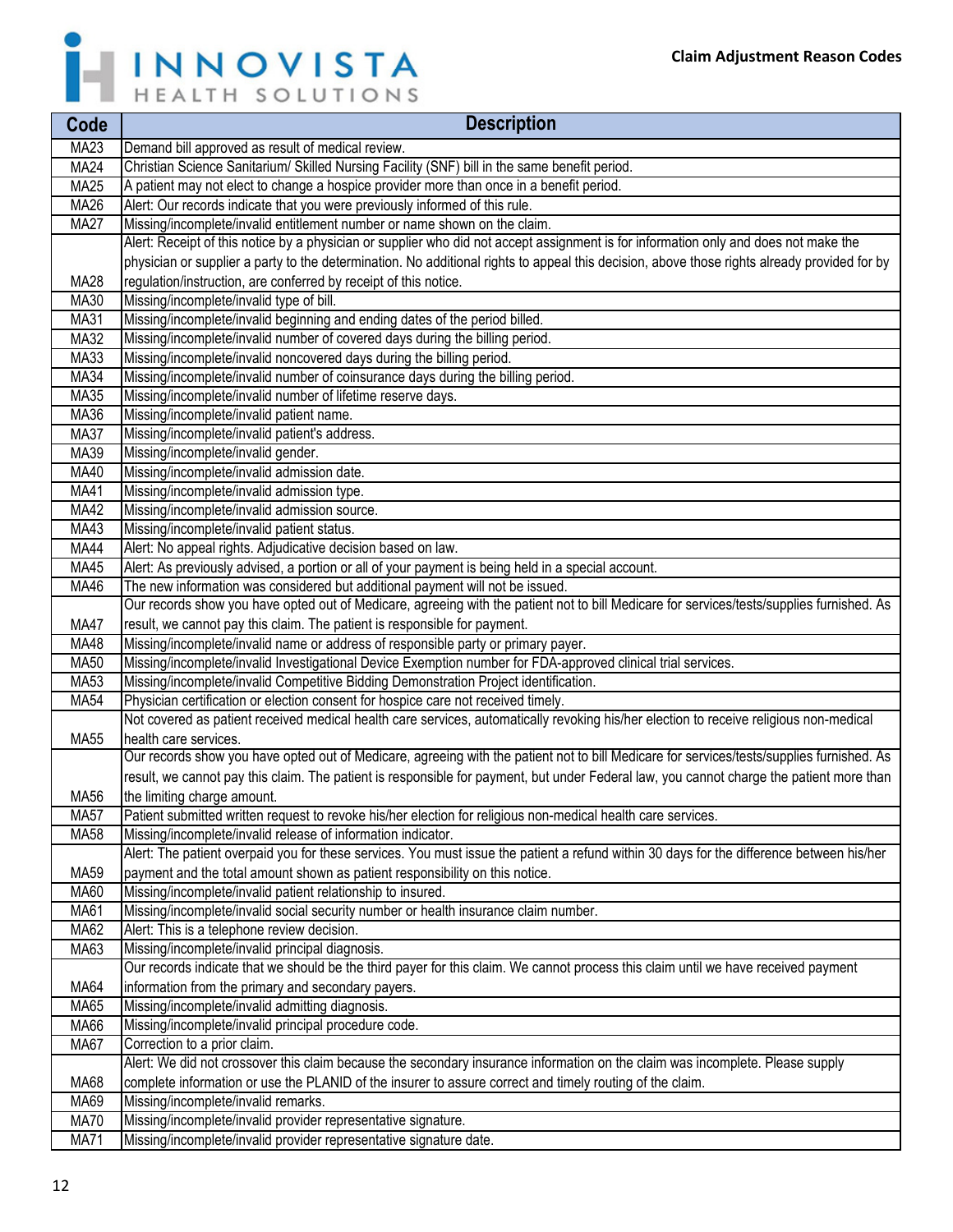| Code | Description |
|---|---|
| MA23 | Demand bill approved as result of medical review. |
| MA24 | Christian Science Sanitarium/ Skilled Nursing Facility (SNF) bill in the same benefit period. |
| MA25 | A patient may not elect to change a hospice provider more than once in a benefit period. |
| MA26 | Alert: Our records indicate that you were previously informed of this rule. |
| MA27 | Missing/incomplete/invalid entitlement number or name shown on the claim. |
| MA28 | Alert: Receipt of this notice by a physician or supplier who did not accept assignment is for information only and does not make the physician or supplier a party to the determination. No additional rights to appeal this decision, above those rights already provided for by regulation/instruction, are conferred by receipt of this notice. |
| MA30 | Missing/incomplete/invalid type of bill. |
| MA31 | Missing/incomplete/invalid beginning and ending dates of the period billed. |
| MA32 | Missing/incomplete/invalid number of covered days during the billing period. |
| MA33 | Missing/incomplete/invalid noncovered days during the billing period. |
| MA34 | Missing/incomplete/invalid number of coinsurance days during the billing period. |
| MA35 | Missing/incomplete/invalid number of lifetime reserve days. |
| MA36 | Missing/incomplete/invalid patient name. |
| MA37 | Missing/incomplete/invalid patient's address. |
| MA39 | Missing/incomplete/invalid gender. |
| MA40 | Missing/incomplete/invalid admission date. |
| MA41 | Missing/incomplete/invalid admission type. |
| MA42 | Missing/incomplete/invalid admission source. |
| MA43 | Missing/incomplete/invalid patient status. |
| MA44 | Alert: No appeal rights. Adjudicative decision based on law. |
| MA45 | Alert: As previously advised, a portion or all of your payment is being held in a special account. |
| MA46 | The new information was considered but additional payment will not be issued. |
| MA47 | Our records show you have opted out of Medicare, agreeing with the patient not to bill Medicare for services/tests/supplies furnished. As result, we cannot pay this claim. The patient is responsible for payment. |
| MA48 | Missing/incomplete/invalid name or address of responsible party or primary payer. |
| MA50 | Missing/incomplete/invalid Investigational Device Exemption number for FDA-approved clinical trial services. |
| MA53 | Missing/incomplete/invalid Competitive Bidding Demonstration Project identification. |
| MA54 | Physician certification or election consent for hospice care not received timely. |
| MA55 | Not covered as patient received medical health care services, automatically revoking his/her election to receive religious non-medical health care services. |
| MA56 | Our records show you have opted out of Medicare, agreeing with the patient not to bill Medicare for services/tests/supplies furnished. As result, we cannot pay this claim. The patient is responsible for payment, but under Federal law, you cannot charge the patient more than the limiting charge amount. |
| MA57 | Patient submitted written request to revoke his/her election for religious non-medical health care services. |
| MA58 | Missing/incomplete/invalid release of information indicator. |
| MA59 | Alert: The patient overpaid you for these services. You must issue the patient a refund within 30 days for the difference between his/her payment and the total amount shown as patient responsibility on this notice. |
| MA60 | Missing/incomplete/invalid patient relationship to insured. |
| MA61 | Missing/incomplete/invalid social security number or health insurance claim number. |
| MA62 | Alert: This is a telephone review decision. |
| MA63 | Missing/incomplete/invalid principal diagnosis. |
| MA64 | Our records indicate that we should be the third payer for this claim. We cannot process this claim until we have received payment information from the primary and secondary payers. |
| MA65 | Missing/incomplete/invalid admitting diagnosis. |
| MA66 | Missing/incomplete/invalid principal procedure code. |
| MA67 | Correction to a prior claim. |
| MA68 | Alert: We did not crossover this claim because the secondary insurance information on the claim was incomplete. Please supply complete information or use the PLANID of the insurer to assure correct and timely routing of the claim. |
| MA69 | Missing/incomplete/invalid remarks. |
| MA70 | Missing/incomplete/invalid provider representative signature. |
| MA71 | Missing/incomplete/invalid provider representative signature date. |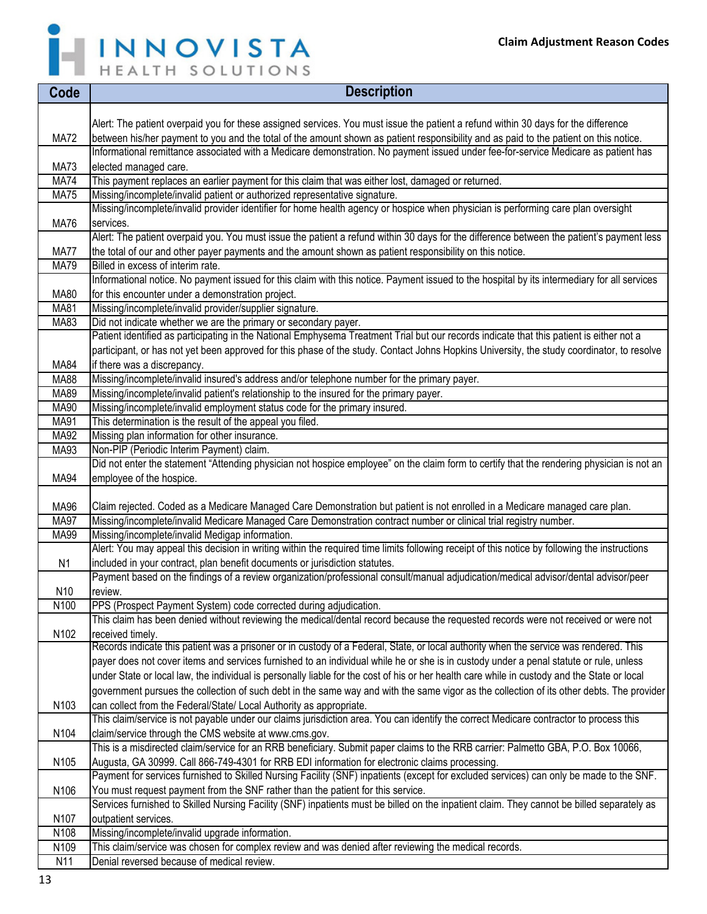| Code | Description |
|---|---|
| MA72 | Alert: The patient overpaid you for these assigned services. You must issue the patient a refund within 30 days for the difference between his/her payment to you and the total of the amount shown as patient responsibility and as paid to the patient on this notice. |
| MA73 | Informational remittance associated with a Medicare demonstration. No payment issued under fee-for-service Medicare as patient has elected managed care. |
| MA74 | This payment replaces an earlier payment for this claim that was either lost, damaged or returned. |
| MA75 | Missing/incomplete/invalid patient or authorized representative signature. |
| MA76 | Missing/incomplete/invalid provider identifier for home health agency or hospice when physician is performing care plan oversight services. |
| MA77 | Alert: The patient overpaid you. You must issue the patient a refund within 30 days for the difference between the patient's payment less the total of our and other payer payments and the amount shown as patient responsibility on this notice. |
| MA79 | Billed in excess of interim rate. |
| MA80 | Informational notice. No payment issued for this claim with this notice. Payment issued to the hospital by its intermediary for all services for this encounter under a demonstration project. |
| MA81 | Missing/incomplete/invalid provider/supplier signature. |
| MA83 | Did not indicate whether we are the primary or secondary payer. |
| MA84 | Patient identified as participating in the National Emphysema Treatment Trial but our records indicate that this patient is either not a participant, or has not yet been approved for this phase of the study. Contact Johns Hopkins University, the study coordinator, to resolve if there was a discrepancy. |
| MA88 | Missing/incomplete/invalid insured's address and/or telephone number for the primary payer. |
| MA89 | Missing/incomplete/invalid patient's relationship to the insured for the primary payer. |
| MA90 | Missing/incomplete/invalid employment status code for the primary insured. |
| MA91 | This determination is the result of the appeal you filed. |
| MA92 | Missing plan information for other insurance. |
| MA93 | Non-PIP (Periodic Interim Payment) claim. |
| MA94 | Did not enter the statement "Attending physician not hospice employee" on the claim form to certify that the rendering physician is not an employee of the hospice. |
| MA96 | Claim rejected. Coded as a Medicare Managed Care Demonstration but patient is not enrolled in a Medicare managed care plan. |
| MA97 | Missing/incomplete/invalid Medicare Managed Care Demonstration contract number or clinical trial registry number. |
| MA99 | Missing/incomplete/invalid Medigap information. |
| N1 | Alert: You may appeal this decision in writing within the required time limits following receipt of this notice by following the instructions included in your contract, plan benefit documents or jurisdiction statutes. |
| N10 | Payment based on the findings of a review organization/professional consult/manual adjudication/medical advisor/dental advisor/peer review. |
| N100 | PPS (Prospect Payment System) code corrected during adjudication. |
| N102 | This claim has been denied without reviewing the medical/dental record because the requested records were not received or were not received timely. |
| N103 | Records indicate this patient was a prisoner or in custody of a Federal, State, or local authority when the service was rendered. This payer does not cover items and services furnished to an individual while he or she is in custody under a penal statute or rule, unless under State or local law, the individual is personally liable for the cost of his or her health care while in custody and the State or local government pursues the collection of such debt in the same way and with the same vigor as the collection of its other debts. The provider can collect from the Federal/State/ Local Authority as appropriate. |
| N104 | This claim/service is not payable under our claims jurisdiction area. You can identify the correct Medicare contractor to process this claim/service through the CMS website at www.cms.gov. |
| N105 | This is a misdirected claim/service for an RRB beneficiary. Submit paper claims to the RRB carrier: Palmetto GBA, P.O. Box 10066, Augusta, GA 30999. Call 866-749-4301 for RRB EDI information for electronic claims processing. |
| N106 | Payment for services furnished to Skilled Nursing Facility (SNF) inpatients (except for excluded services) can only be made to the SNF. You must request payment from the SNF rather than the patient for this service. |
| N107 | Services furnished to Skilled Nursing Facility (SNF) inpatients must be billed on the inpatient claim. They cannot be billed separately as outpatient services. |
| N108 | Missing/incomplete/invalid upgrade information. |
| N109 | This claim/service was chosen for complex review and was denied after reviewing the medical records. |
| N11 | Denial reversed because of medical review. |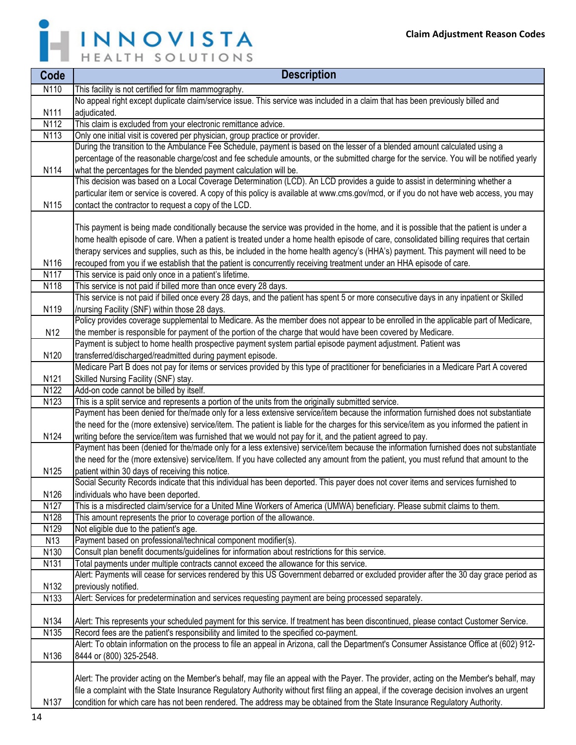| Code | Description |
| --- | --- |
| N110 | This facility is not certified for film mammography. |
| N111 | No appeal right except duplicate claim/service issue. This service was included in a claim that has been previously billed and adjudicated. |
| N112 | This claim is excluded from your electronic remittance advice. |
| N113 | Only one initial visit is covered per physician, group practice or provider. |
| N114 | During the transition to the Ambulance Fee Schedule, payment is based on the lesser of a blended amount calculated using a percentage of the reasonable charge/cost and fee schedule amounts, or the submitted charge for the service. You will be notified yearly what the percentages for the blended payment calculation will be. |
| N115 | This decision was based on a Local Coverage Determination (LCD). An LCD provides a guide to assist in determining whether a particular item or service is covered. A copy of this policy is available at www.cms.gov/mcd, or if you do not have web access, you may contact the contractor to request a copy of the LCD. |
| N116 | This payment is being made conditionally because the service was provided in the home, and it is possible that the patient is under a home health episode of care. When a patient is treated under a home health episode of care, consolidated billing requires that certain therapy services and supplies, such as this, be included in the home health agency's (HHA's) payment. This payment will need to be recouped from you if we establish that the patient is concurrently receiving treatment under an HHA episode of care. |
| N117 | This service is paid only once in a patient's lifetime. |
| N118 | This service is not paid if billed more than once every 28 days. |
| N119 | This service is not paid if billed once every 28 days, and the patient has spent 5 or more consecutive days in any inpatient or Skilled /nursing Facility (SNF) within those 28 days. |
| N12 | Policy provides coverage supplemental to Medicare. As the member does not appear to be enrolled in the applicable part of Medicare, the member is responsible for payment of the portion of the charge that would have been covered by Medicare. |
| N120 | Payment is subject to home health prospective payment system partial episode payment adjustment. Patient was transferred/discharged/readmitted during payment episode. |
| N121 | Medicare Part B does not pay for items or services provided by this type of practitioner for beneficiaries in a Medicare Part A covered Skilled Nursing Facility (SNF) stay. |
| N122 | Add-on code cannot be billed by itself. |
| N123 | This is a split service and represents a portion of the units from the originally submitted service. |
| N124 | Payment has been denied for the/made only for a less extensive service/item because the information furnished does not substantiate the need for the (more extensive) service/item. The patient is liable for the charges for this service/item as you informed the patient in writing before the service/item was furnished that we would not pay for it, and the patient agreed to pay. |
| N125 | Payment has been (denied for the/made only for a less extensive) service/item because the information furnished does not substantiate the need for the (more extensive) service/item. If you have collected any amount from the patient, you must refund that amount to the patient within 30 days of receiving this notice. |
| N126 | Social Security Records indicate that this individual has been deported. This payer does not cover items and services furnished to individuals who have been deported. |
| N127 | This is a misdirected claim/service for a United Mine Workers of America (UMWA) beneficiary. Please submit claims to them. |
| N128 | This amount represents the prior to coverage portion of the allowance. |
| N129 | Not eligible due to the patient's age. |
| N13 | Payment based on professional/technical component modifier(s). |
| N130 | Consult plan benefit documents/guidelines for information about restrictions for this service. |
| N131 | Total payments under multiple contracts cannot exceed the allowance for this service. |
| N132 | Alert: Payments will cease for services rendered by this US Government debarred or excluded provider after the 30 day grace period as previously notified. |
| N133 | Alert: Services for predetermination and services requesting payment are being processed separately. |
| N134 | Alert: This represents your scheduled payment for this service. If treatment has been discontinued, please contact Customer Service. |
| N135 | Record fees are the patient's responsibility and limited to the specified co-payment. |
| N136 | Alert: To obtain information on the process to file an appeal in Arizona, call the Department's Consumer Assistance Office at (602) 912-8444 or (800) 325-2548. |
| N137 | Alert: The provider acting on the Member's behalf, may file an appeal with the Payer. The provider, acting on the Member's behalf, may file a complaint with the State Insurance Regulatory Authority without first filing an appeal, if the coverage decision involves an urgent condition for which care has not been rendered. The address may be obtained from the State Insurance Regulatory Authority. |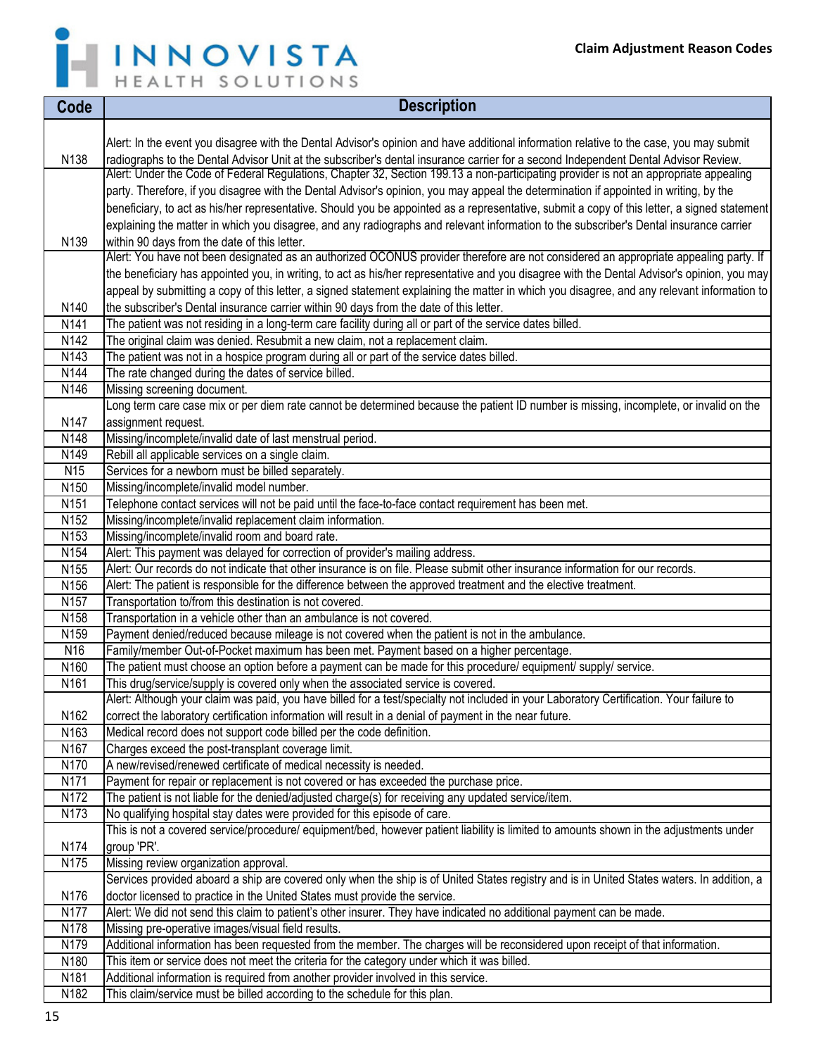| Code | Description |
|---|---|
| N138 | Alert: In the event you disagree with the Dental Advisor's opinion and have additional information relative to the case, you may submit radiographs to the Dental Advisor Unit at the subscriber's dental insurance carrier for a second Independent Dental Advisor Review. |
| N139 | Alert: Under the Code of Federal Regulations, Chapter 32, Section 199.13 a non-participating provider is not an appropriate appealing party. Therefore, if you disagree with the Dental Advisor's opinion, you may appeal the determination if appointed in writing, by the beneficiary, to act as his/her representative. Should you be appointed as a representative, submit a copy of this letter, a signed statement explaining the matter in which you disagree, and any radiographs and relevant information to the subscriber's Dental insurance carrier within 90 days from the date of this letter. |
| N140 | Alert: You have not been designated as an authorized OCONUS provider therefore are not considered an appropriate appealing party. If the beneficiary has appointed you, in writing, to act as his/her representative and you disagree with the Dental Advisor's opinion, you may appeal by submitting a copy of this letter, a signed statement explaining the matter in which you disagree, and any relevant information to the subscriber's Dental insurance carrier within 90 days from the date of this letter. |
| N141 | The patient was not residing in a long-term care facility during all or part of the service dates billed. |
| N142 | The original claim was denied. Resubmit a new claim, not a replacement claim. |
| N143 | The patient was not in a hospice program during all or part of the service dates billed. |
| N144 | The rate changed during the dates of service billed. |
| N146 | Missing screening document. |
| N147 | Long term care case mix or per diem rate cannot be determined because the patient ID number is missing, incomplete, or invalid on the assignment request. |
| N148 | Missing/incomplete/invalid date of last menstrual period. |
| N149 | Rebill all applicable services on a single claim. |
| N15 | Services for a newborn must be billed separately. |
| N150 | Missing/incomplete/invalid model number. |
| N151 | Telephone contact services will not be paid until the face-to-face contact requirement has been met. |
| N152 | Missing/incomplete/invalid replacement claim information. |
| N153 | Missing/incomplete/invalid room and board rate. |
| N154 | Alert: This payment was delayed for correction of provider's mailing address. |
| N155 | Alert: Our records do not indicate that other insurance is on file. Please submit other insurance information for our records. |
| N156 | Alert: The patient is responsible for the difference between the approved treatment and the elective treatment. |
| N157 | Transportation to/from this destination is not covered. |
| N158 | Transportation in a vehicle other than an ambulance is not covered. |
| N159 | Payment denied/reduced because mileage is not covered when the patient is not in the ambulance. |
| N16 | Family/member Out-of-Pocket maximum has been met. Payment based on a higher percentage. |
| N160 | The patient must choose an option before a payment can be made for this procedure/ equipment/ supply/ service. |
| N161 | This drug/service/supply is covered only when the associated service is covered. |
| N162 | Alert: Although your claim was paid, you have billed for a test/specialty not included in your Laboratory Certification. Your failure to correct the laboratory certification information will result in a denial of payment in the near future. |
| N163 | Medical record does not support code billed per the code definition. |
| N167 | Charges exceed the post-transplant coverage limit. |
| N170 | A new/revised/renewed certificate of medical necessity is needed. |
| N171 | Payment for repair or replacement is not covered or has exceeded the purchase price. |
| N172 | The patient is not liable for the denied/adjusted charge(s) for receiving any updated service/item. |
| N173 | No qualifying hospital stay dates were provided for this episode of care. |
| N174 | This is not a covered service/procedure/ equipment/bed, however patient liability is limited to amounts shown in the adjustments under group 'PR'. |
| N175 | Missing review organization approval. |
| N176 | Services provided aboard a ship are covered only when the ship is of United States registry and is in United States waters. In addition, a doctor licensed to practice in the United States must provide the service. |
| N177 | Alert: We did not send this claim to patient's other insurer. They have indicated no additional payment can be made. |
| N178 | Missing pre-operative images/visual field results. |
| N179 | Additional information has been requested from the member. The charges will be reconsidered upon receipt of that information. |
| N180 | This item or service does not meet the criteria for the category under which it was billed. |
| N181 | Additional information is required from another provider involved in this service. |
| N182 | This claim/service must be billed according to the schedule for this plan. |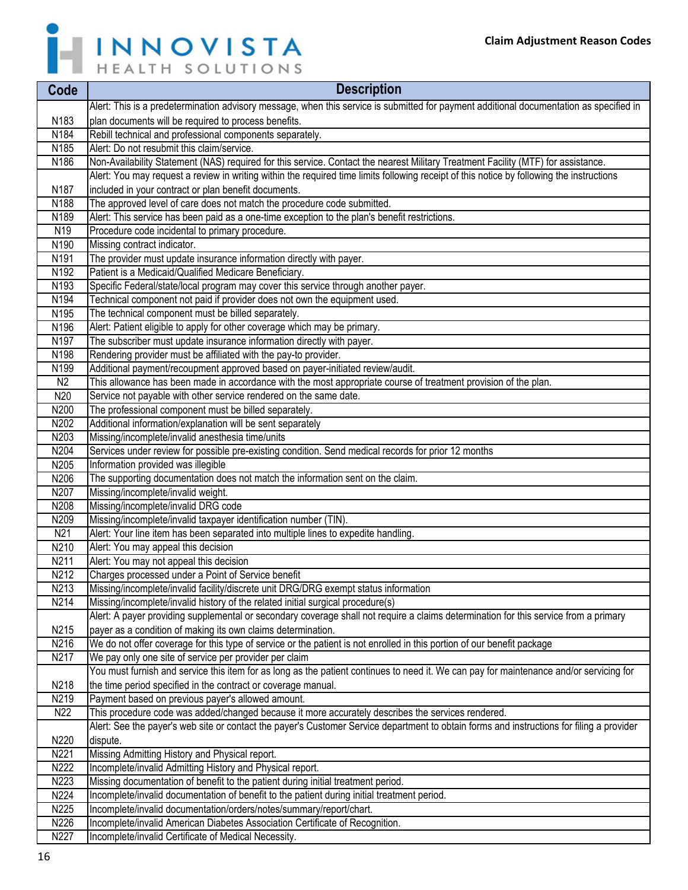| Code | Description |
|---|---|
| N183 | Alert: This is a predetermination advisory message, when this service is submitted for payment additional documentation as specified in plan documents will be required to process benefits. |
| N184 | Rebill technical and professional components separately. |
| N185 | Alert: Do not resubmit this claim/service. |
| N186 | Non-Availability Statement (NAS) required for this service. Contact the nearest Military Treatment Facility (MTF) for assistance. |
| N187 | Alert: You may request a review in writing within the required time limits following receipt of this notice by following the instructions included in your contract or plan benefit documents. |
| N188 | The approved level of care does not match the procedure code submitted. |
| N189 | Alert: This service has been paid as a one-time exception to the plan's benefit restrictions. |
| N19 | Procedure code incidental to primary procedure. |
| N190 | Missing contract indicator. |
| N191 | The provider must update insurance information directly with payer. |
| N192 | Patient is a Medicaid/Qualified Medicare Beneficiary. |
| N193 | Specific Federal/state/local program may cover this service through another payer. |
| N194 | Technical component not paid if provider does not own the equipment used. |
| N195 | The technical component must be billed separately. |
| N196 | Alert: Patient eligible to apply for other coverage which may be primary. |
| N197 | The subscriber must update insurance information directly with payer. |
| N198 | Rendering provider must be affiliated with the pay-to provider. |
| N199 | Additional payment/recoupment approved based on payer-initiated review/audit. |
| N2 | This allowance has been made in accordance with the most appropriate course of treatment provision of the plan. |
| N20 | Service not payable with other service rendered on the same date. |
| N200 | The professional component must be billed separately. |
| N202 | Additional information/explanation will be sent separately |
| N203 | Missing/incomplete/invalid anesthesia time/units |
| N204 | Services under review for possible pre-existing condition. Send medical records for prior 12 months |
| N205 | Information provided was illegible |
| N206 | The supporting documentation does not match the information sent on the claim. |
| N207 | Missing/incomplete/invalid weight. |
| N208 | Missing/incomplete/invalid DRG code |
| N209 | Missing/incomplete/invalid taxpayer identification number (TIN). |
| N21 | Alert: Your line item has been separated into multiple lines to expedite handling. |
| N210 | Alert: You may appeal this decision |
| N211 | Alert: You may not appeal this decision |
| N212 | Charges processed under a Point of Service benefit |
| N213 | Missing/incomplete/invalid facility/discrete unit DRG/DRG exempt status information |
| N214 | Missing/incomplete/invalid history of the related initial surgical procedure(s) |
| N215 | Alert: A payer providing supplemental or secondary coverage shall not require a claims determination for this service from a primary payer as a condition of making its own claims determination. |
| N216 | We do not offer coverage for this type of service or the patient is not enrolled in this portion of our benefit package |
| N217 | We pay only one site of service per provider per claim |
| N218 | You must furnish and service this item for as long as the patient continues to need it. We can pay for maintenance and/or servicing for the time period specified in the contract or coverage manual. |
| N219 | Payment based on previous payer's allowed amount. |
| N22 | This procedure code was added/changed because it more accurately describes the services rendered. |
| N220 | Alert: See the payer's web site or contact the payer's Customer Service department to obtain forms and instructions for filing a provider dispute. |
| N221 | Missing Admitting History and Physical report. |
| N222 | Incomplete/invalid Admitting History and Physical report. |
| N223 | Missing documentation of benefit to the patient during initial treatment period. |
| N224 | Incomplete/invalid documentation of benefit to the patient during initial treatment period. |
| N225 | Incomplete/invalid documentation/orders/notes/summary/report/chart. |
| N226 | Incomplete/invalid American Diabetes Association Certificate of Recognition. |
| N227 | Incomplete/invalid Certificate of Medical Necessity. |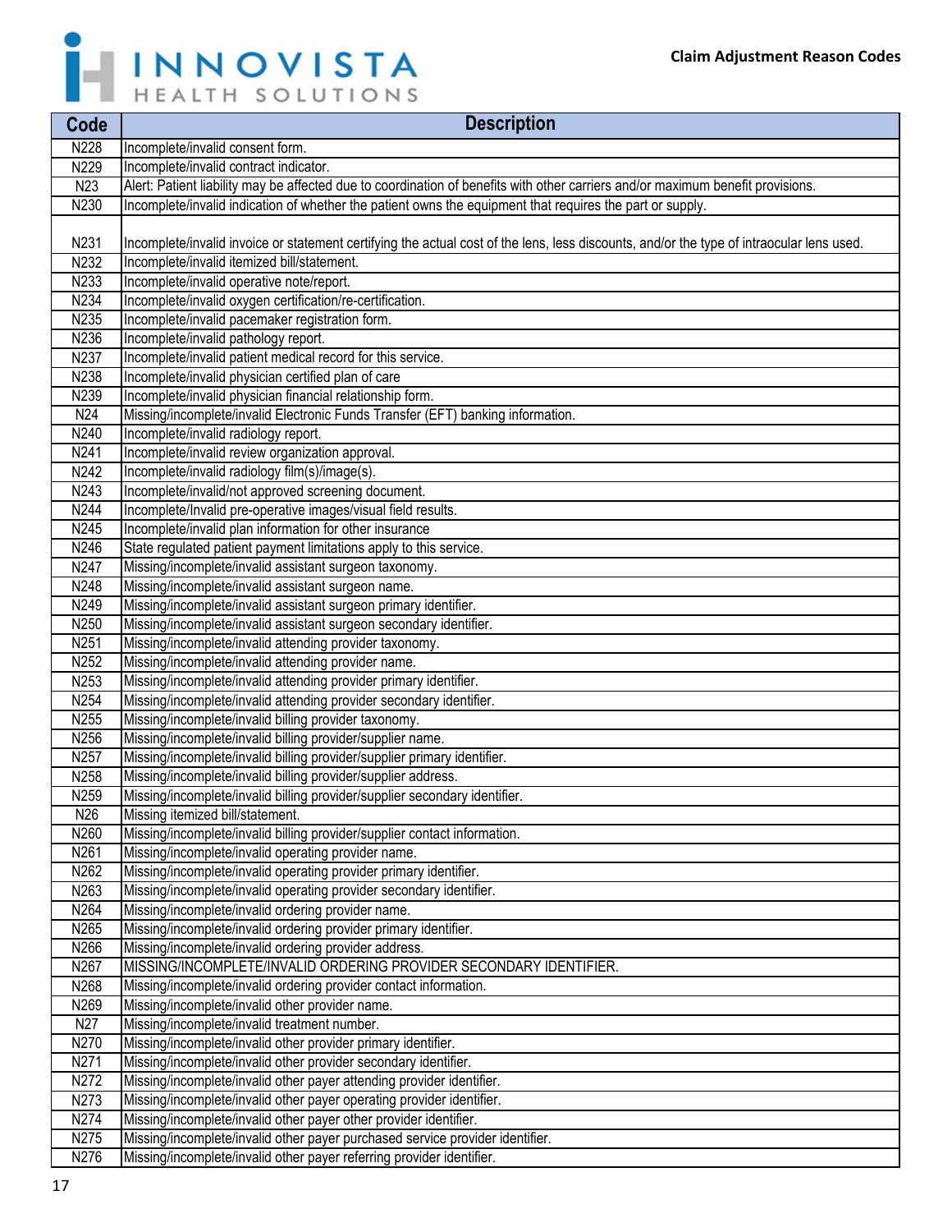| Code | Description |
|---|---|
| N228 | Incomplete/invalid consent form. |
| N229 | Incomplete/invalid contract indicator. |
| N23 | Alert: Patient liability may be affected due to coordination of benefits with other carriers and/or maximum benefit provisions. |
| N230 | Incomplete/invalid indication of whether the patient owns the equipment that requires the part or supply. |
| N231 | Incomplete/invalid invoice or statement certifying the actual cost of the lens, less discounts, and/or the type of intraocular lens used. |
| N232 | Incomplete/invalid itemized bill/statement. |
| N233 | Incomplete/invalid operative note/report. |
| N234 | Incomplete/invalid oxygen certification/re-certification. |
| N235 | Incomplete/invalid pacemaker registration form. |
| N236 | Incomplete/invalid pathology report. |
| N237 | Incomplete/invalid patient medical record for this service. |
| N238 | Incomplete/invalid physician certified plan of care |
| N239 | Incomplete/invalid physician financial relationship form. |
| N24 | Missing/incomplete/invalid Electronic Funds Transfer (EFT) banking information. |
| N240 | Incomplete/invalid radiology report. |
| N241 | Incomplete/invalid review organization approval. |
| N242 | Incomplete/invalid radiology film(s)/image(s). |
| N243 | Incomplete/invalid/not approved screening document. |
| N244 | Incomplete/Invalid pre-operative images/visual field results. |
| N245 | Incomplete/invalid plan information for other insurance |
| N246 | State regulated patient payment limitations apply to this service. |
| N247 | Missing/incomplete/invalid assistant surgeon taxonomy. |
| N248 | Missing/incomplete/invalid assistant surgeon name. |
| N249 | Missing/incomplete/invalid assistant surgeon primary identifier. |
| N250 | Missing/incomplete/invalid assistant surgeon secondary identifier. |
| N251 | Missing/incomplete/invalid attending provider taxonomy. |
| N252 | Missing/incomplete/invalid attending provider name. |
| N253 | Missing/incomplete/invalid attending provider primary identifier. |
| N254 | Missing/incomplete/invalid attending provider secondary identifier. |
| N255 | Missing/incomplete/invalid billing provider taxonomy. |
| N256 | Missing/incomplete/invalid billing provider/supplier name. |
| N257 | Missing/incomplete/invalid billing provider/supplier primary identifier. |
| N258 | Missing/incomplete/invalid billing provider/supplier address. |
| N259 | Missing/incomplete/invalid billing provider/supplier secondary identifier. |
| N26 | Missing itemized bill/statement. |
| N260 | Missing/incomplete/invalid billing provider/supplier contact information. |
| N261 | Missing/incomplete/invalid operating provider name. |
| N262 | Missing/incomplete/invalid operating provider primary identifier. |
| N263 | Missing/incomplete/invalid operating provider secondary identifier. |
| N264 | Missing/incomplete/invalid ordering provider name. |
| N265 | Missing/incomplete/invalid ordering provider primary identifier. |
| N266 | Missing/incomplete/invalid ordering provider address. |
| N267 | MISSING/INCOMPLETE/INVALID ORDERING PROVIDER SECONDARY IDENTIFIER. |
| N268 | Missing/incomplete/invalid ordering provider contact information. |
| N269 | Missing/incomplete/invalid other provider name. |
| N27 | Missing/incomplete/invalid treatment number. |
| N270 | Missing/incomplete/invalid other provider primary identifier. |
| N271 | Missing/incomplete/invalid other provider secondary identifier. |
| N272 | Missing/incomplete/invalid other payer attending provider identifier. |
| N273 | Missing/incomplete/invalid other payer operating provider identifier. |
| N274 | Missing/incomplete/invalid other payer other provider identifier. |
| N275 | Missing/incomplete/invalid other payer purchased service provider identifier. |
| N276 | Missing/incomplete/invalid other payer referring provider identifier. |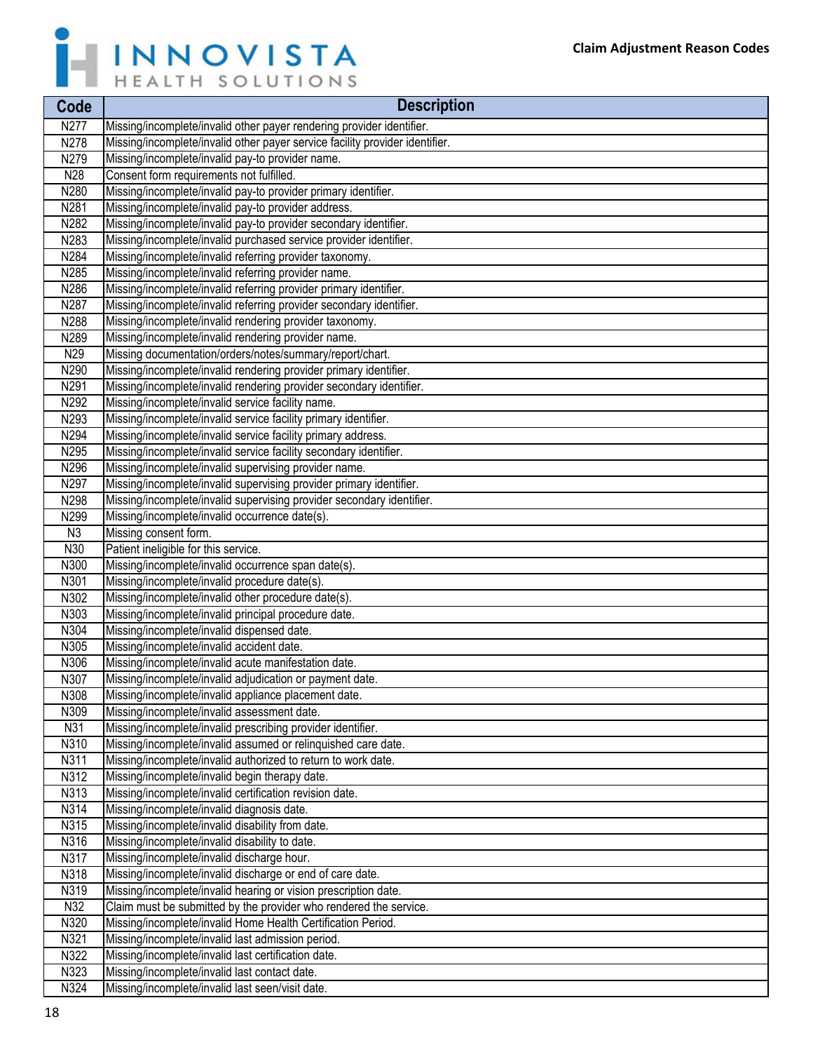| Code | Description |
| --- | --- |
| N277 | Missing/incomplete/invalid other payer rendering provider identifier. |
| N278 | Missing/incomplete/invalid other payer service facility provider identifier. |
| N279 | Missing/incomplete/invalid pay-to provider name. |
| N28 | Consent form requirements not fulfilled. |
| N280 | Missing/incomplete/invalid pay-to provider primary identifier. |
| N281 | Missing/incomplete/invalid pay-to provider address. |
| N282 | Missing/incomplete/invalid pay-to provider secondary identifier. |
| N283 | Missing/incomplete/invalid purchased service provider identifier. |
| N284 | Missing/incomplete/invalid referring provider taxonomy. |
| N285 | Missing/incomplete/invalid referring provider name. |
| N286 | Missing/incomplete/invalid referring provider primary identifier. |
| N287 | Missing/incomplete/invalid referring provider secondary identifier. |
| N288 | Missing/incomplete/invalid rendering provider taxonomy. |
| N289 | Missing/incomplete/invalid rendering provider name. |
| N29 | Missing documentation/orders/notes/summary/report/chart. |
| N290 | Missing/incomplete/invalid rendering provider primary identifier. |
| N291 | Missing/incomplete/invalid rendering provider secondary identifier. |
| N292 | Missing/incomplete/invalid service facility name. |
| N293 | Missing/incomplete/invalid service facility primary identifier. |
| N294 | Missing/incomplete/invalid service facility primary address. |
| N295 | Missing/incomplete/invalid service facility secondary identifier. |
| N296 | Missing/incomplete/invalid supervising provider name. |
| N297 | Missing/incomplete/invalid supervising provider primary identifier. |
| N298 | Missing/incomplete/invalid supervising provider secondary identifier. |
| N299 | Missing/incomplete/invalid occurrence date(s). |
| N3 | Missing consent form. |
| N30 | Patient ineligible for this service. |
| N300 | Missing/incomplete/invalid occurrence span date(s). |
| N301 | Missing/incomplete/invalid procedure date(s). |
| N302 | Missing/incomplete/invalid other procedure date(s). |
| N303 | Missing/incomplete/invalid principal procedure date. |
| N304 | Missing/incomplete/invalid dispensed date. |
| N305 | Missing/incomplete/invalid accident date. |
| N306 | Missing/incomplete/invalid acute manifestation date. |
| N307 | Missing/incomplete/invalid adjudication or payment date. |
| N308 | Missing/incomplete/invalid appliance placement date. |
| N309 | Missing/incomplete/invalid assessment date. |
| N31 | Missing/incomplete/invalid prescribing provider identifier. |
| N310 | Missing/incomplete/invalid assumed or relinquished care date. |
| N311 | Missing/incomplete/invalid authorized to return to work date. |
| N312 | Missing/incomplete/invalid begin therapy date. |
| N313 | Missing/incomplete/invalid certification revision date. |
| N314 | Missing/incomplete/invalid diagnosis date. |
| N315 | Missing/incomplete/invalid disability from date. |
| N316 | Missing/incomplete/invalid disability to date. |
| N317 | Missing/incomplete/invalid discharge hour. |
| N318 | Missing/incomplete/invalid discharge or end of care date. |
| N319 | Missing/incomplete/invalid hearing or vision prescription date. |
| N32 | Claim must be submitted by the provider who rendered the service. |
| N320 | Missing/incomplete/invalid Home Health Certification Period. |
| N321 | Missing/incomplete/invalid last admission period. |
| N322 | Missing/incomplete/invalid last certification date. |
| N323 | Missing/incomplete/invalid last contact date. |
| N324 | Missing/incomplete/invalid last seen/visit date. |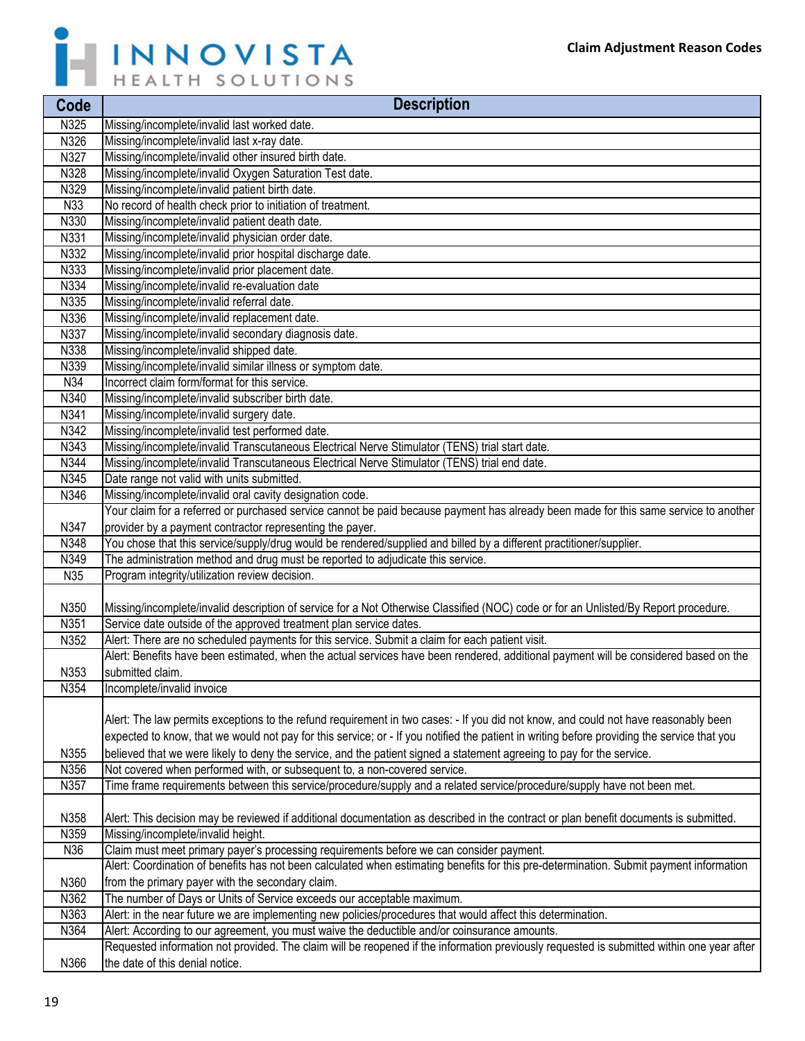| Code | Description |
|---|---|
| N325 | Missing/incomplete/invalid last worked date. |
| N326 | Missing/incomplete/invalid last x-ray date. |
| N327 | Missing/incomplete/invalid other insured birth date. |
| N328 | Missing/incomplete/invalid Oxygen Saturation Test date. |
| N329 | Missing/incomplete/invalid patient birth date. |
| N33 | No record of health check prior to initiation of treatment. |
| N330 | Missing/incomplete/invalid patient death date. |
| N331 | Missing/incomplete/invalid physician order date. |
| N332 | Missing/incomplete/invalid prior hospital discharge date. |
| N333 | Missing/incomplete/invalid prior placement date. |
| N334 | Missing/incomplete/invalid re-evaluation date |
| N335 | Missing/incomplete/invalid referral date. |
| N336 | Missing/incomplete/invalid replacement date. |
| N337 | Missing/incomplete/invalid secondary diagnosis date. |
| N338 | Missing/incomplete/invalid shipped date. |
| N339 | Missing/incomplete/invalid similar illness or symptom date. |
| N34 | Incorrect claim form/format for this service. |
| N340 | Missing/incomplete/invalid subscriber birth date. |
| N341 | Missing/incomplete/invalid surgery date. |
| N342 | Missing/incomplete/invalid test performed date. |
| N343 | Missing/incomplete/invalid Transcutaneous Electrical Nerve Stimulator (TENS) trial start date. |
| N344 | Missing/incomplete/invalid Transcutaneous Electrical Nerve Stimulator (TENS) trial end date. |
| N345 | Date range not valid with units submitted. |
| N346 | Missing/incomplete/invalid oral cavity designation code. |
| N347 | Your claim for a referred or purchased service cannot be paid because payment has already been made for this same service to another provider by a payment contractor representing the payer. |
| N348 | You chose that this service/supply/drug would be rendered/supplied and billed by a different practitioner/supplier. |
| N349 | The administration method and drug must be reported to adjudicate this service. |
| N35 | Program integrity/utilization review decision. |
| N350 | Missing/incomplete/invalid description of service for a Not Otherwise Classified (NOC) code or for an Unlisted/By Report procedure. |
| N351 | Service date outside of the approved treatment plan service dates. |
| N352 | Alert: There are no scheduled payments for this service. Submit a claim for each patient visit. |
| N353 | Alert: Benefits have been estimated, when the actual services have been rendered, additional payment will be considered based on the submitted claim. |
| N354 | Incomplete/invalid invoice |
| N355 | Alert: The law permits exceptions to the refund requirement in two cases: - If you did not know, and could not have reasonably been expected to know, that we would not pay for this service; or - If you notified the patient in writing before providing the service that you believed that we were likely to deny the service, and the patient signed a statement agreeing to pay for the service. |
| N356 | Not covered when performed with, or subsequent to, a non-covered service. |
| N357 | Time frame requirements between this service/procedure/supply and a related service/procedure/supply have not been met. |
| N358 | Alert: This decision may be reviewed if additional documentation as described in the contract or plan benefit documents is submitted. |
| N359 | Missing/incomplete/invalid height. |
| N36 | Claim must meet primary payer's processing requirements before we can consider payment. |
| N360 | Alert: Coordination of benefits has not been calculated when estimating benefits for this pre-determination. Submit payment information from the primary payer with the secondary claim. |
| N362 | The number of Days or Units of Service exceeds our acceptable maximum. |
| N363 | Alert: in the near future we are implementing new policies/procedures that would affect this determination. |
| N364 | Alert: According to our agreement, you must waive the deductible and/or coinsurance amounts. |
| N366 | Requested information not provided. The claim will be reopened if the information previously requested is submitted within one year after the date of this denial notice. |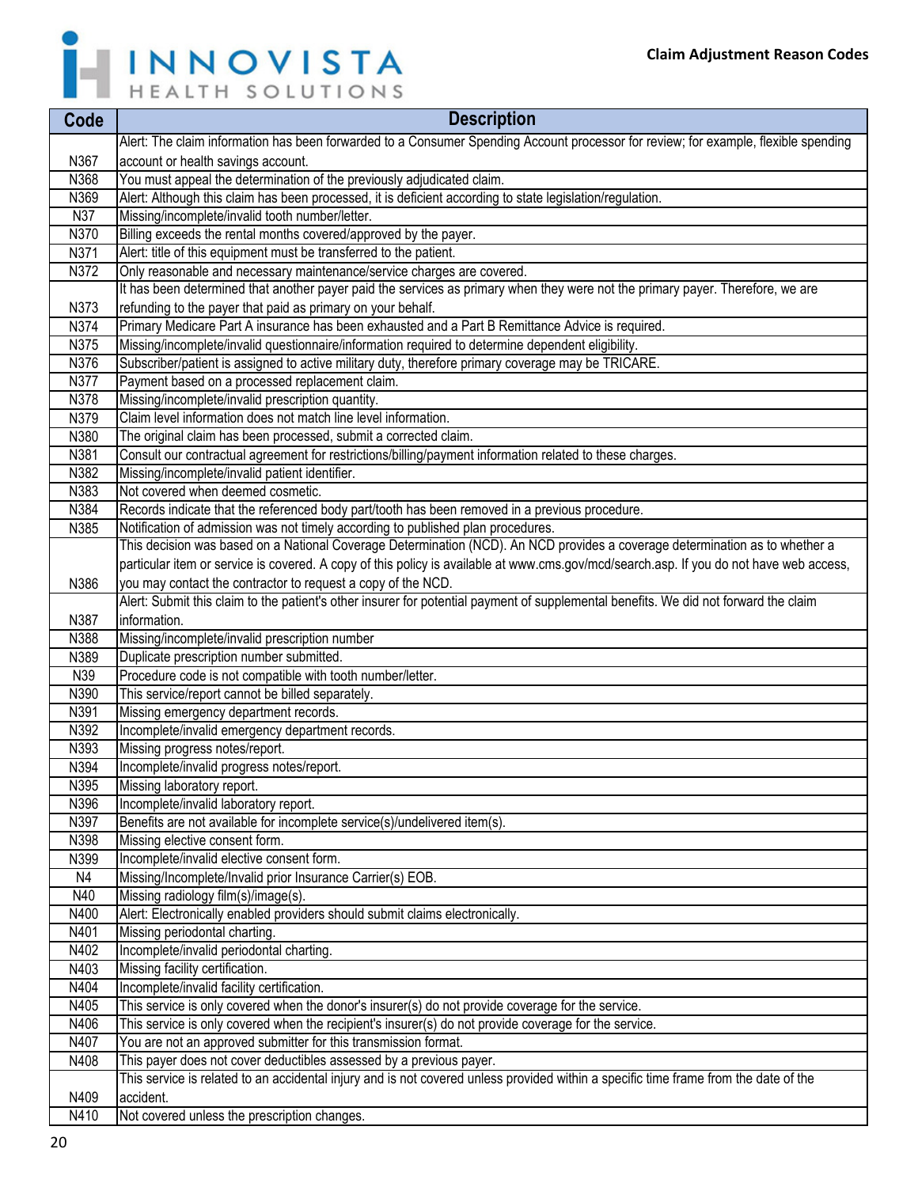| Code | Description |
|---|---|
| N367 | Alert: The claim information has been forwarded to a Consumer Spending Account processor for review; for example, flexible spending account or health savings account. |
| N368 | You must appeal the determination of the previously adjudicated claim. |
| N369 | Alert: Although this claim has been processed, it is deficient according to state legislation/regulation. |
| N37 | Missing/incomplete/invalid tooth number/letter. |
| N370 | Billing exceeds the rental months covered/approved by the payer. |
| N371 | Alert: title of this equipment must be transferred to the patient. |
| N372 | Only reasonable and necessary maintenance/service charges are covered. |
| N373 | It has been determined that another payer paid the services as primary when they were not the primary payer. Therefore, we are refunding to the payer that paid as primary on your behalf. |
| N374 | Primary Medicare Part A insurance has been exhausted and a Part B Remittance Advice is required. |
| N375 | Missing/incomplete/invalid questionnaire/information required to determine dependent eligibility. |
| N376 | Subscriber/patient is assigned to active military duty, therefore primary coverage may be TRICARE. |
| N377 | Payment based on a processed replacement claim. |
| N378 | Missing/incomplete/invalid prescription quantity. |
| N379 | Claim level information does not match line level information. |
| N380 | The original claim has been processed, submit a corrected claim. |
| N381 | Consult our contractual agreement for restrictions/billing/payment information related to these charges. |
| N382 | Missing/incomplete/invalid patient identifier. |
| N383 | Not covered when deemed cosmetic. |
| N384 | Records indicate that the referenced body part/tooth has been removed in a previous procedure. |
| N385 | Notification of admission was not timely according to published plan procedures. |
| N386 | This decision was based on a National Coverage Determination (NCD). An NCD provides a coverage determination as to whether a particular item or service is covered. A copy of this policy is available at www.cms.gov/mcd/search.asp. If you do not have web access, you may contact the contractor to request a copy of the NCD. |
| N387 | Alert: Submit this claim to the patient's other insurer for potential payment of supplemental benefits. We did not forward the claim information. |
| N388 | Missing/incomplete/invalid prescription number |
| N389 | Duplicate prescription number submitted. |
| N39 | Procedure code is not compatible with tooth number/letter. |
| N390 | This service/report cannot be billed separately. |
| N391 | Missing emergency department records. |
| N392 | Incomplete/invalid emergency department records. |
| N393 | Missing progress notes/report. |
| N394 | Incomplete/invalid progress notes/report. |
| N395 | Missing laboratory report. |
| N396 | Incomplete/invalid laboratory report. |
| N397 | Benefits are not available for incomplete service(s)/undelivered item(s). |
| N398 | Missing elective consent form. |
| N399 | Incomplete/invalid elective consent form. |
| N4 | Missing/Incomplete/Invalid prior Insurance Carrier(s) EOB. |
| N40 | Missing radiology film(s)/image(s). |
| N400 | Alert: Electronically enabled providers should submit claims electronically. |
| N401 | Missing periodontal charting. |
| N402 | Incomplete/invalid periodontal charting. |
| N403 | Missing facility certification. |
| N404 | Incomplete/invalid facility certification. |
| N405 | This service is only covered when the donor's insurer(s) do not provide coverage for the service. |
| N406 | This service is only covered when the recipient's insurer(s) do not provide coverage for the service. |
| N407 | You are not an approved submitter for this transmission format. |
| N408 | This payer does not cover deductibles assessed by a previous payer. |
| N409 | This service is related to an accidental injury and is not covered unless provided within a specific time frame from the date of the accident. |
| N410 | Not covered unless the prescription changes. |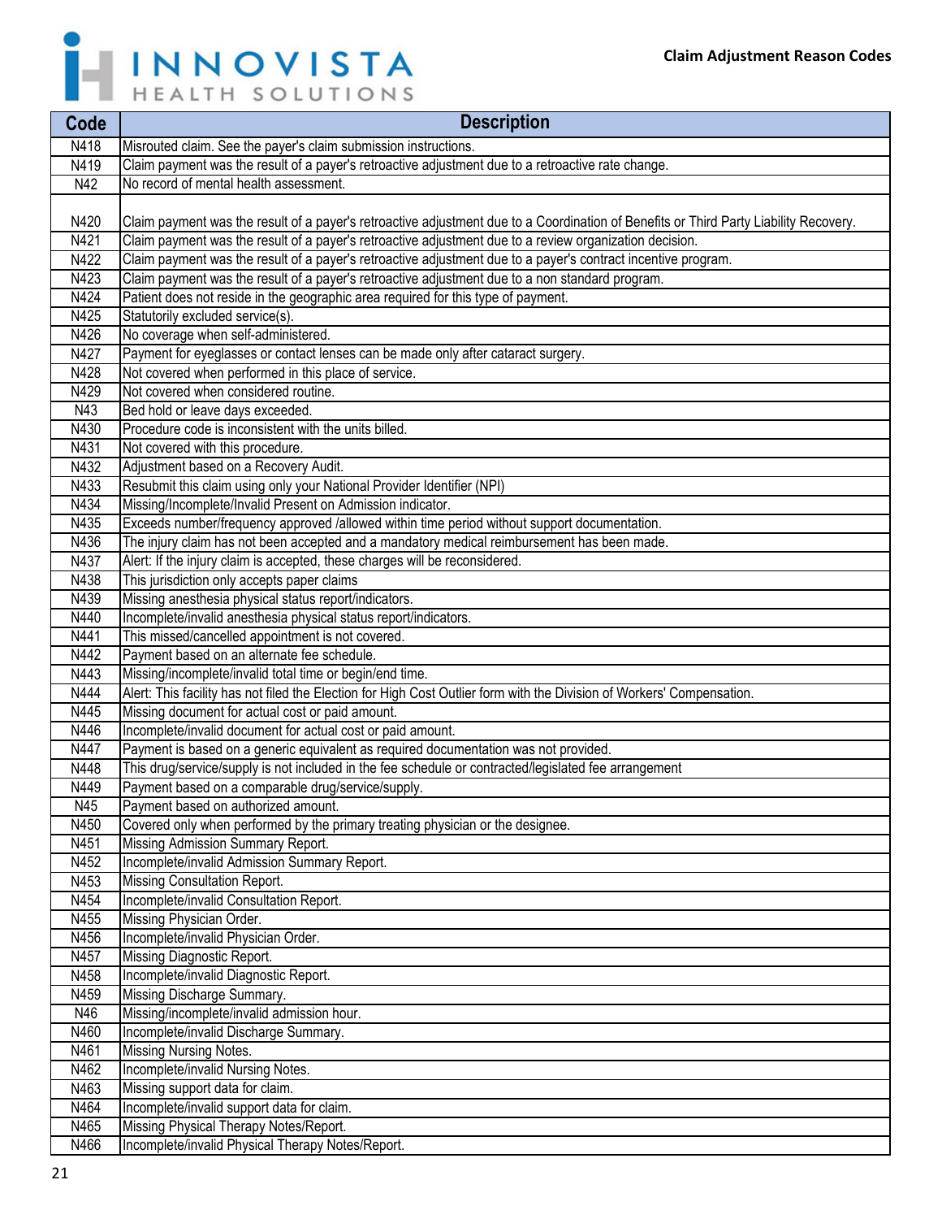**Claim Adjustment Reason Codes**

| Code | Description |
|---|---|
| N418 | Misrouted claim. See the payer's claim submission instructions. |
| N419 | Claim payment was the result of a payer's retroactive adjustment due to a retroactive rate change. |
| N42 | No record of mental health assessment. |
| N420 | Claim payment was the result of a payer's retroactive adjustment due to a Coordination of Benefits or Third Party Liability Recovery. |
| N421 | Claim payment was the result of a payer's retroactive adjustment due to a review organization decision. |
| N422 | Claim payment was the result of a payer's retroactive adjustment due to a payer's contract incentive program. |
| N423 | Claim payment was the result of a payer's retroactive adjustment due to a non standard program. |
| N424 | Patient does not reside in the geographic area required for this type of payment. |
| N425 | Statutorily excluded service(s). |
| N426 | No coverage when self-administered. |
| N427 | Payment for eyeglasses or contact lenses can be made only after cataract surgery. |
| N428 | Not covered when performed in this place of service. |
| N429 | Not covered when considered routine. |
| N43 | Bed hold or leave days exceeded. |
| N430 | Procedure code is inconsistent with the units billed. |
| N431 | Not covered with this procedure. |
| N432 | Adjustment based on a Recovery Audit. |
| N433 | Resubmit this claim using only your National Provider Identifier (NPI) |
| N434 | Missing/Incomplete/Invalid Present on Admission indicator. |
| N435 | Exceeds number/frequency approved /allowed within time period without support documentation. |
| N436 | The injury claim has not been accepted and a mandatory medical reimbursement has been made. |
| N437 | Alert: If the injury claim is accepted, these charges will be reconsidered. |
| N438 | This jurisdiction only accepts paper claims |
| N439 | Missing anesthesia physical status report/indicators. |
| N440 | Incomplete/invalid anesthesia physical status report/indicators. |
| N441 | This missed/cancelled appointment is not covered. |
| N442 | Payment based on an alternate fee schedule. |
| N443 | Missing/incomplete/invalid total time or begin/end time. |
| N444 | Alert: This facility has not filed the Election for High Cost Outlier form with the Division of Workers' Compensation. |
| N445 | Missing document for actual cost or paid amount. |
| N446 | Incomplete/invalid document for actual cost or paid amount. |
| N447 | Payment is based on a generic equivalent as required documentation was not provided. |
| N448 | This drug/service/supply is not included in the fee schedule or contracted/legislated fee arrangement |
| N449 | Payment based on a comparable drug/service/supply. |
| N45 | Payment based on authorized amount. |
| N450 | Covered only when performed by the primary treating physician or the designee. |
| N451 | Missing Admission Summary Report. |
| N452 | Incomplete/invalid Admission Summary Report. |
| N453 | Missing Consultation Report. |
| N454 | Incomplete/invalid Consultation Report. |
| N455 | Missing Physician Order. |
| N456 | Incomplete/invalid Physician Order. |
| N457 | Missing Diagnostic Report. |
| N458 | Incomplete/invalid Diagnostic Report. |
| N459 | Missing Discharge Summary. |
| N46 | Missing/incomplete/invalid admission hour. |
| N460 | Incomplete/invalid Discharge Summary. |
| N461 | Missing Nursing Notes. |
| N462 | Incomplete/invalid Nursing Notes. |
| N463 | Missing support data for claim. |
| N464 | Incomplete/invalid support data for claim. |
| N465 | Missing Physical Therapy Notes/Report. |
| N466 | Incomplete/invalid Physical Therapy Notes/Report. |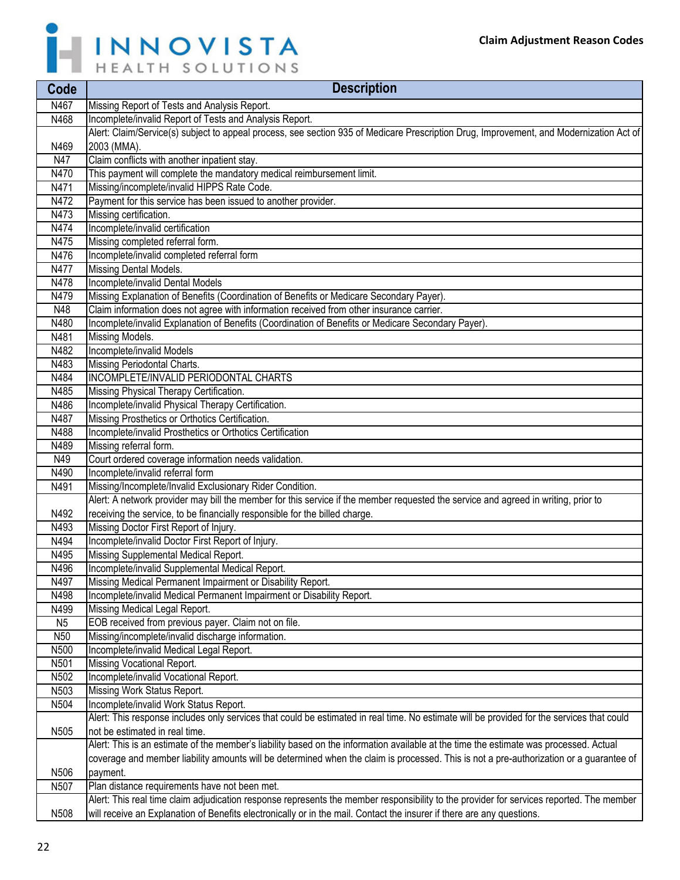| Code | Description |
|---|---|
| N467 | Missing Report of Tests and Analysis Report. |
| N468 | Incomplete/invalid Report of Tests and Analysis Report. |
| N469 | Alert: Claim/Service(s) subject to appeal process, see section 935 of Medicare Prescription Drug, Improvement, and Modernization Act of 2003 (MMA). |
| N47 | Claim conflicts with another inpatient stay. |
| N470 | This payment will complete the mandatory medical reimbursement limit. |
| N471 | Missing/incomplete/invalid HIPPS Rate Code. |
| N472 | Payment for this service has been issued to another provider. |
| N473 | Missing certification. |
| N474 | Incomplete/invalid certification |
| N475 | Missing completed referral form. |
| N476 | Incomplete/invalid completed referral form |
| N477 | Missing Dental Models. |
| N478 | Incomplete/invalid Dental Models |
| N479 | Missing Explanation of Benefits (Coordination of Benefits or Medicare Secondary Payer). |
| N48 | Claim information does not agree with information received from other insurance carrier. |
| N480 | Incomplete/invalid Explanation of Benefits (Coordination of Benefits or Medicare Secondary Payer). |
| N481 | Missing Models. |
| N482 | Incomplete/invalid Models |
| N483 | Missing Periodontal Charts. |
| N484 | INCOMPLETE/INVALID PERIODONTAL CHARTS |
| N485 | Missing Physical Therapy Certification. |
| N486 | Incomplete/invalid Physical Therapy Certification. |
| N487 | Missing Prosthetics or Orthotics Certification. |
| N488 | Incomplete/invalid Prosthetics or Orthotics Certification |
| N489 | Missing referral form. |
| N49 | Court ordered coverage information needs validation. |
| N490 | Incomplete/invalid referral form |
| N491 | Missing/Incomplete/Invalid Exclusionary Rider Condition. |
| N492 | Alert: A network provider may bill the member for this service if the member requested the service and agreed in writing, prior to receiving the service, to be financially responsible for the billed charge. |
| N493 | Missing Doctor First Report of Injury. |
| N494 | Incomplete/invalid Doctor First Report of Injury. |
| N495 | Missing Supplemental Medical Report. |
| N496 | Incomplete/invalid Supplemental Medical Report. |
| N497 | Missing Medical Permanent Impairment or Disability Report. |
| N498 | Incomplete/invalid Medical Permanent Impairment or Disability Report. |
| N499 | Missing Medical Legal Report. |
| N5 | EOB received from previous payer. Claim not on file. |
| N50 | Missing/incomplete/invalid discharge information. |
| N500 | Incomplete/invalid Medical Legal Report. |
| N501 | Missing Vocational Report. |
| N502 | Incomplete/invalid Vocational Report. |
| N503 | Missing Work Status Report. |
| N504 | Incomplete/invalid Work Status Report. |
| N505 | Alert: This response includes only services that could be estimated in real time. No estimate will be provided for the services that could not be estimated in real time. |
| N506 | Alert: This is an estimate of the member's liability based on the information available at the time the estimate was processed. Actual coverage and member liability amounts will be determined when the claim is processed. This is not a pre-authorization or a guarantee of payment. |
| N507 | Plan distance requirements have not been met. |
| N508 | Alert: This real time claim adjudication response represents the member responsibility to the provider for services reported. The member will receive an Explanation of Benefits electronically or in the mail. Contact the insurer if there are any questions. |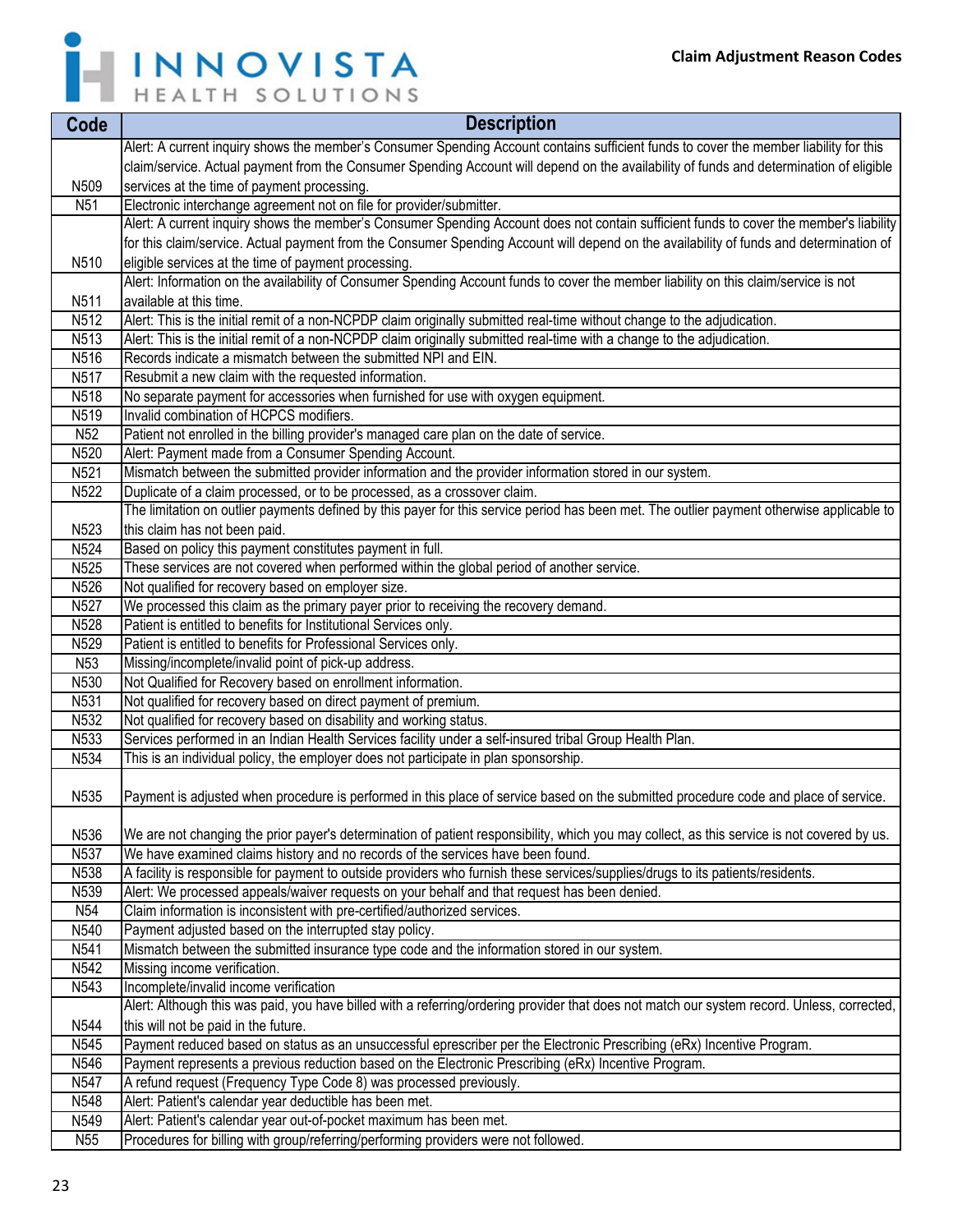| Code | Description |
|---|---|
| N509 | Alert: A current inquiry shows the member's Consumer Spending Account contains sufficient funds to cover the member liability for this claim/service. Actual payment from the Consumer Spending Account will depend on the availability of funds and determination of eligible services at the time of payment processing. |
| N51 | Electronic interchange agreement not on file for provider/submitter. |
| N510 | Alert: A current inquiry shows the member's Consumer Spending Account does not contain sufficient funds to cover the member's liability for this claim/service. Actual payment from the Consumer Spending Account will depend on the availability of funds and determination of eligible services at the time of payment processing. |
| N511 | Alert: Information on the availability of Consumer Spending Account funds to cover the member liability on this claim/service is not available at this time. |
| N512 | Alert: This is the initial remit of a non-NCPDP claim originally submitted real-time without change to the adjudication. |
| N513 | Alert: This is the initial remit of a non-NCPDP claim originally submitted real-time with a change to the adjudication. |
| N516 | Records indicate a mismatch between the submitted NPI and EIN. |
| N517 | Resubmit a new claim with the requested information. |
| N518 | No separate payment for accessories when furnished for use with oxygen equipment. |
| N519 | Invalid combination of HCPCS modifiers. |
| N52 | Patient not enrolled in the billing provider's managed care plan on the date of service. |
| N520 | Alert: Payment made from a Consumer Spending Account. |
| N521 | Mismatch between the submitted provider information and the provider information stored in our system. |
| N522 | Duplicate of a claim processed, or to be processed, as a crossover claim. |
| N523 | The limitation on outlier payments defined by this payer for this service period has been met. The outlier payment otherwise applicable to this claim has not been paid. |
| N524 | Based on policy this payment constitutes payment in full. |
| N525 | These services are not covered when performed within the global period of another service. |
| N526 | Not qualified for recovery based on employer size. |
| N527 | We processed this claim as the primary payer prior to receiving the recovery demand. |
| N528 | Patient is entitled to benefits for Institutional Services only. |
| N529 | Patient is entitled to benefits for Professional Services only. |
| N53 | Missing/incomplete/invalid point of pick-up address. |
| N530 | Not Qualified for Recovery based on enrollment information. |
| N531 | Not qualified for recovery based on direct payment of premium. |
| N532 | Not qualified for recovery based on disability and working status. |
| N533 | Services performed in an Indian Health Services facility under a self-insured tribal Group Health Plan. |
| N534 | This is an individual policy, the employer does not participate in plan sponsorship. |
| N535 | Payment is adjusted when procedure is performed in this place of service based on the submitted procedure code and place of service. |
| N536 | We are not changing the prior payer's determination of patient responsibility, which you may collect, as this service is not covered by us. |
| N537 | We have examined claims history and no records of the services have been found. |
| N538 | A facility is responsible for payment to outside providers who furnish these services/supplies/drugs to its patients/residents. |
| N539 | Alert: We processed appeals/waiver requests on your behalf and that request has been denied. |
| N54 | Claim information is inconsistent with pre-certified/authorized services. |
| N540 | Payment adjusted based on the interrupted stay policy. |
| N541 | Mismatch between the submitted insurance type code and the information stored in our system. |
| N542 | Missing income verification. |
| N543 | Incomplete/invalid income verification |
| N544 | Alert: Although this was paid, you have billed with a referring/ordering provider that does not match our system record. Unless, corrected, this will not be paid in the future. |
| N545 | Payment reduced based on status as an unsuccessful eprescriber per the Electronic Prescribing (eRx) Incentive Program. |
| N546 | Payment represents a previous reduction based on the Electronic Prescribing (eRx) Incentive Program. |
| N547 | A refund request (Frequency Type Code 8) was processed previously. |
| N548 | Alert: Patient's calendar year deductible has been met. |
| N549 | Alert: Patient's calendar year out-of-pocket maximum has been met. |
| N55 | Procedures for billing with group/referring/performing providers were not followed. |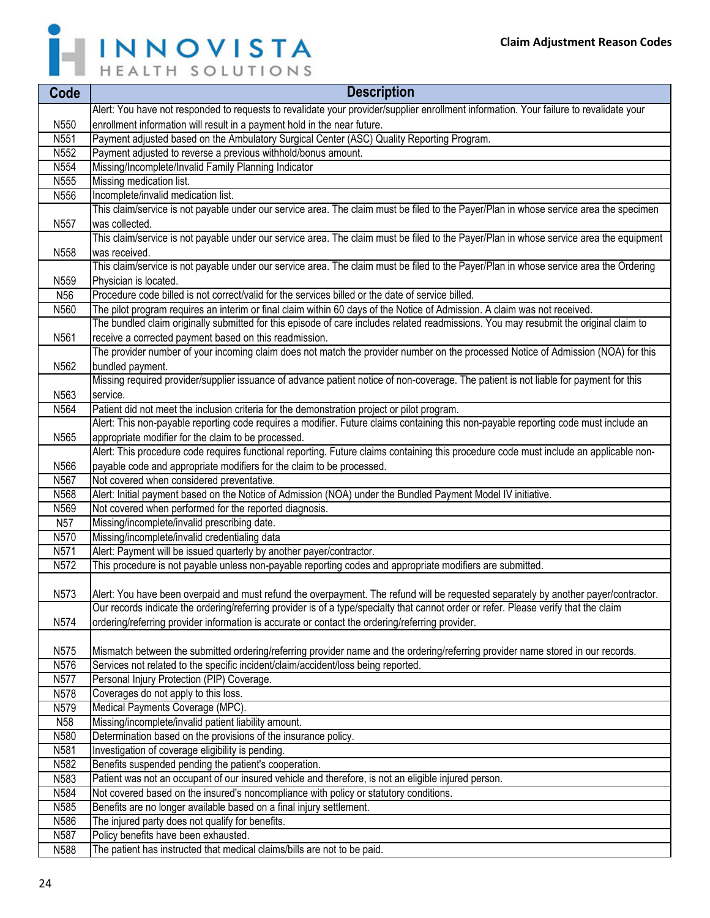| Code | Description |
|---|---|
| N550 | Alert: You have not responded to requests to revalidate your provider/supplier enrollment information. Your failure to revalidate your enrollment information will result in a payment hold in the near future. |
| N551 | Payment adjusted based on the Ambulatory Surgical Center (ASC) Quality Reporting Program. |
| N552 | Payment adjusted to reverse a previous withhold/bonus amount. |
| N554 | Missing/Incomplete/Invalid Family Planning Indicator |
| N555 | Missing medication list. |
| N556 | Incomplete/invalid medication list. |
| N557 | This claim/service is not payable under our service area. The claim must be filed to the Payer/Plan in whose service area the specimen was collected. |
| N558 | This claim/service is not payable under our service area. The claim must be filed to the Payer/Plan in whose service area the equipment was received. |
| N559 | This claim/service is not payable under our service area. The claim must be filed to the Payer/Plan in whose service area the Ordering Physician is located. |
| N56 | Procedure code billed is not correct/valid for the services billed or the date of service billed. |
| N560 | The pilot program requires an interim or final claim within 60 days of the Notice of Admission. A claim was not received. |
| N561 | The bundled claim originally submitted for this episode of care includes related readmissions. You may resubmit the original claim to receive a corrected payment based on this readmission. |
| N562 | The provider number of your incoming claim does not match the provider number on the processed Notice of Admission (NOA) for this bundled payment. |
| N563 | Missing required provider/supplier issuance of advance patient notice of non-coverage. The patient is not liable for payment for this service. |
| N564 | Patient did not meet the inclusion criteria for the demonstration project or pilot program. |
| N565 | Alert: This non-payable reporting code requires a modifier. Future claims containing this non-payable reporting code must include an appropriate modifier for the claim to be processed. |
| N566 | Alert: This procedure code requires functional reporting. Future claims containing this procedure code must include an applicable non-payable code and appropriate modifiers for the claim to be processed. |
| N567 | Not covered when considered preventative. |
| N568 | Alert: Initial payment based on the Notice of Admission (NOA) under the Bundled Payment Model IV initiative. |
| N569 | Not covered when performed for the reported diagnosis. |
| N57 | Missing/incomplete/invalid prescribing date. |
| N570 | Missing/incomplete/invalid credentialing data |
| N571 | Alert: Payment will be issued quarterly by another payer/contractor. |
| N572 | This procedure is not payable unless non-payable reporting codes and appropriate modifiers are submitted. |
| N573 | Alert: You have been overpaid and must refund the overpayment. The refund will be requested separately by another payer/contractor. |
| N574 | Our records indicate the ordering/referring provider is of a type/specialty that cannot order or refer. Please verify that the claim ordering/referring provider information is accurate or contact the ordering/referring provider. |
| N575 | Mismatch between the submitted ordering/referring provider name and the ordering/referring provider name stored in our records. |
| N576 | Services not related to the specific incident/claim/accident/loss being reported. |
| N577 | Personal Injury Protection (PIP) Coverage. |
| N578 | Coverages do not apply to this loss. |
| N579 | Medical Payments Coverage (MPC). |
| N58 | Missing/incomplete/invalid patient liability amount. |
| N580 | Determination based on the provisions of the insurance policy. |
| N581 | Investigation of coverage eligibility is pending. |
| N582 | Benefits suspended pending the patient's cooperation. |
| N583 | Patient was not an occupant of our insured vehicle and therefore, is not an eligible injured person. |
| N584 | Not covered based on the insured's noncompliance with policy or statutory conditions. |
| N585 | Benefits are no longer available based on a final injury settlement. |
| N586 | The injured party does not qualify for benefits. |
| N587 | Policy benefits have been exhausted. |
| N588 | The patient has instructed that medical claims/bills are not to be paid. |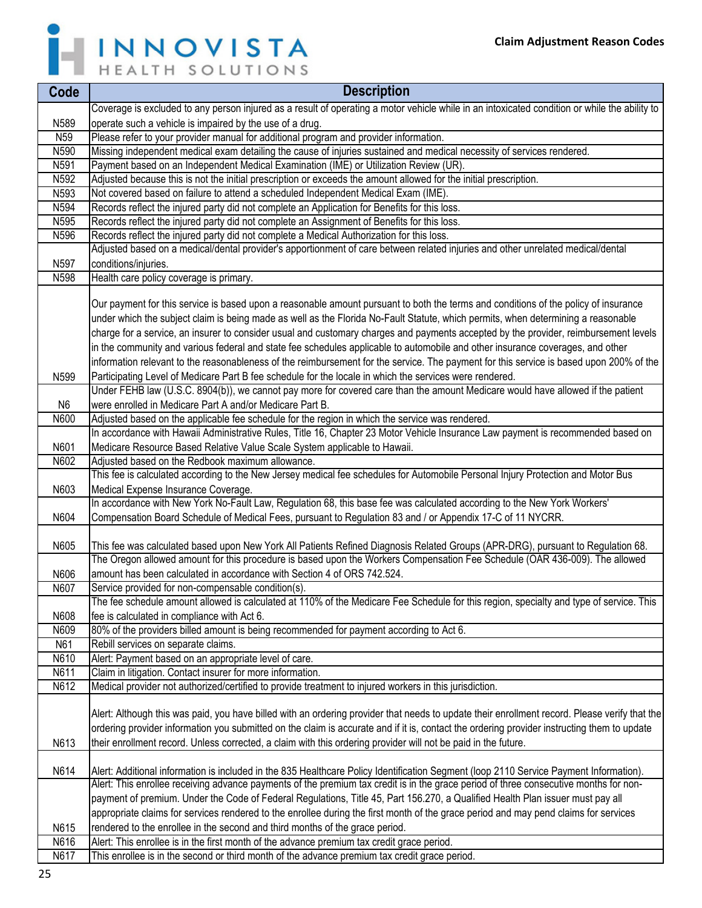| Code | Description |
| --- | --- |
| N589 | Coverage is excluded to any person injured as a result of operating a motor vehicle while in an intoxicated condition or while the ability to operate such a vehicle is impaired by the use of a drug. |
| N59 | Please refer to your provider manual for additional program and provider information. |
| N590 | Missing independent medical exam detailing the cause of injuries sustained and medical necessity of services rendered. |
| N591 | Payment based on an Independent Medical Examination (IME) or Utilization Review (UR). |
| N592 | Adjusted because this is not the initial prescription or exceeds the amount allowed for the initial prescription. |
| N593 | Not covered based on failure to attend a scheduled Independent Medical Exam (IME). |
| N594 | Records reflect the injured party did not complete an Application for Benefits for this loss. |
| N595 | Records reflect the injured party did not complete an Assignment of Benefits for this loss. |
| N596 | Records reflect the injured party did not complete a Medical Authorization for this loss. |
| N597 | Adjusted based on a medical/dental provider's apportionment of care between related injuries and other unrelated medical/dental conditions/injuries. |
| N598 | Health care policy coverage is primary. |
| N599 | Our payment for this service is based upon a reasonable amount pursuant to both the terms and conditions of the policy of insurance under which the subject claim is being made as well as the Florida No-Fault Statute, which permits, when determining a reasonable charge for a service, an insurer to consider usual and customary charges and payments accepted by the provider, reimbursement levels in the community and various federal and state fee schedules applicable to automobile and other insurance coverages, and other information relevant to the reasonableness of the reimbursement for the service. The payment for this service is based upon 200% of the Participating Level of Medicare Part B fee schedule for the locale in which the services were rendered. |
| N6 | Under FEHB law (U.S.C. 8904(b)), we cannot pay more for covered care than the amount Medicare would have allowed if the patient were enrolled in Medicare Part A and/or Medicare Part B. |
| N600 | Adjusted based on the applicable fee schedule for the region in which the service was rendered. |
| N601 | In accordance with Hawaii Administrative Rules, Title 16, Chapter 23 Motor Vehicle Insurance Law payment is recommended based on Medicare Resource Based Relative Value Scale System applicable to Hawaii. |
| N602 | Adjusted based on the Redbook maximum allowance. |
| N603 | This fee is calculated according to the New Jersey medical fee schedules for Automobile Personal Injury Protection and Motor Bus Medical Expense Insurance Coverage. |
| N604 | In accordance with New York No-Fault Law, Regulation 68, this base fee was calculated according to the New York Workers' Compensation Board Schedule of Medical Fees, pursuant to Regulation 83 and / or Appendix 17-C of 11 NYCRR. |
| N605 | This fee was calculated based upon New York All Patients Refined Diagnosis Related Groups (APR-DRG), pursuant to Regulation 68. |
| N606 | The Oregon allowed amount for this procedure is based upon the Workers Compensation Fee Schedule (OAR 436-009). The allowed amount has been calculated in accordance with Section 4 of ORS 742.524. |
| N607 | Service provided for non-compensable condition(s). |
| N608 | The fee schedule amount allowed is calculated at 110% of the Medicare Fee Schedule for this region, specialty and type of service. This fee is calculated in compliance with Act 6. |
| N609 | 80% of the providers billed amount is being recommended for payment according to Act 6. |
| N61 | Rebill services on separate claims. |
| N610 | Alert: Payment based on an appropriate level of care. |
| N611 | Claim in litigation. Contact insurer for more information. |
| N612 | Medical provider not authorized/certified to provide treatment to injured workers in this jurisdiction. |
| N613 | Alert: Although this was paid, you have billed with an ordering provider that needs to update their enrollment record. Please verify that the ordering provider information you submitted on the claim is accurate and if it is, contact the ordering provider instructing them to update their enrollment record. Unless corrected, a claim with this ordering provider will not be paid in the future. |
| N614 | Alert: Additional information is included in the 835 Healthcare Policy Identification Segment (loop 2110 Service Payment Information). |
| N615 | Alert: This enrollee receiving advance payments of the premium tax credit is in the grace period of three consecutive months for non-payment of premium. Under the Code of Federal Regulations, Title 45, Part 156.270, a Qualified Health Plan issuer must pay all appropriate claims for services rendered to the enrollee during the first month of the grace period and may pend claims for services rendered to the enrollee in the second and third months of the grace period. |
| N616 | Alert: This enrollee is in the first month of the advance premium tax credit grace period. |
| N617 | This enrollee is in the second or third month of the advance premium tax credit grace period. |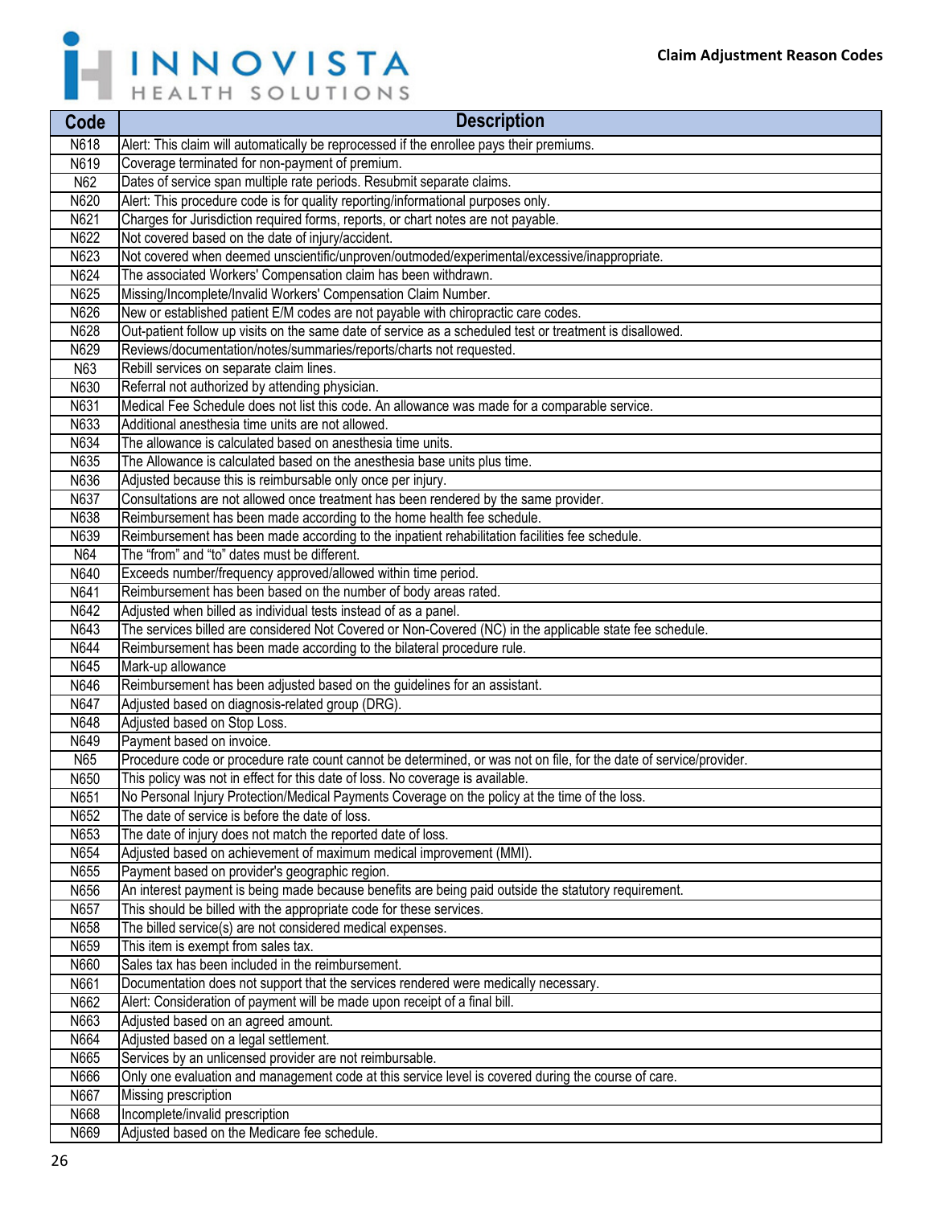**Claim Adjustment Reason Codes**

| Code | Description |
|---|---|
| N618 | Alert: This claim will automatically be reprocessed if the enrollee pays their premiums. |
| N619 | Coverage terminated for non-payment of premium. |
| N62 | Dates of service span multiple rate periods. Resubmit separate claims. |
| N620 | Alert: This procedure code is for quality reporting/informational purposes only. |
| N621 | Charges for Jurisdiction required forms, reports, or chart notes are not payable. |
| N622 | Not covered based on the date of injury/accident. |
| N623 | Not covered when deemed unscientific/unproven/outmoded/experimental/excessive/inappropriate. |
| N624 | The associated Workers' Compensation claim has been withdrawn. |
| N625 | Missing/Incomplete/Invalid Workers' Compensation Claim Number. |
| N626 | New or established patient E/M codes are not payable with chiropractic care codes. |
| N628 | Out-patient follow up visits on the same date of service as a scheduled test or treatment is disallowed. |
| N629 | Reviews/documentation/notes/summaries/reports/charts not requested. |
| N63 | Rebill services on separate claim lines. |
| N630 | Referral not authorized by attending physician. |
| N631 | Medical Fee Schedule does not list this code. An allowance was made for a comparable service. |
| N633 | Additional anesthesia time units are not allowed. |
| N634 | The allowance is calculated based on anesthesia time units. |
| N635 | The Allowance is calculated based on the anesthesia base units plus time. |
| N636 | Adjusted because this is reimbursable only once per injury. |
| N637 | Consultations are not allowed once treatment has been rendered by the same provider. |
| N638 | Reimbursement has been made according to the home health fee schedule. |
| N639 | Reimbursement has been made according to the inpatient rehabilitation facilities fee schedule. |
| N64 | The "from" and "to" dates must be different. |
| N640 | Exceeds number/frequency approved/allowed within time period. |
| N641 | Reimbursement has been based on the number of body areas rated. |
| N642 | Adjusted when billed as individual tests instead of as a panel. |
| N643 | The services billed are considered Not Covered or Non-Covered (NC) in the applicable state fee schedule. |
| N644 | Reimbursement has been made according to the bilateral procedure rule. |
| N645 | Mark-up allowance |
| N646 | Reimbursement has been adjusted based on the guidelines for an assistant. |
| N647 | Adjusted based on diagnosis-related group (DRG). |
| N648 | Adjusted based on Stop Loss. |
| N649 | Payment based on invoice. |
| N65 | Procedure code or procedure rate count cannot be determined, or was not on file, for the date of service/provider. |
| N650 | This policy was not in effect for this date of loss. No coverage is available. |
| N651 | No Personal Injury Protection/Medical Payments Coverage on the policy at the time of the loss. |
| N652 | The date of service is before the date of loss. |
| N653 | The date of injury does not match the reported date of loss. |
| N654 | Adjusted based on achievement of maximum medical improvement (MMI). |
| N655 | Payment based on provider's geographic region. |
| N656 | An interest payment is being made because benefits are being paid outside the statutory requirement. |
| N657 | This should be billed with the appropriate code for these services. |
| N658 | The billed service(s) are not considered medical expenses. |
| N659 | This item is exempt from sales tax. |
| N660 | Sales tax has been included in the reimbursement. |
| N661 | Documentation does not support that the services rendered were medically necessary. |
| N662 | Alert: Consideration of payment will be made upon receipt of a final bill. |
| N663 | Adjusted based on an agreed amount. |
| N664 | Adjusted based on a legal settlement. |
| N665 | Services by an unlicensed provider are not reimbursable. |
| N666 | Only one evaluation and management code at this service level is covered during the course of care. |
| N667 | Missing prescription |
| N668 | Incomplete/invalid prescription |
| N669 | Adjusted based on the Medicare fee schedule. |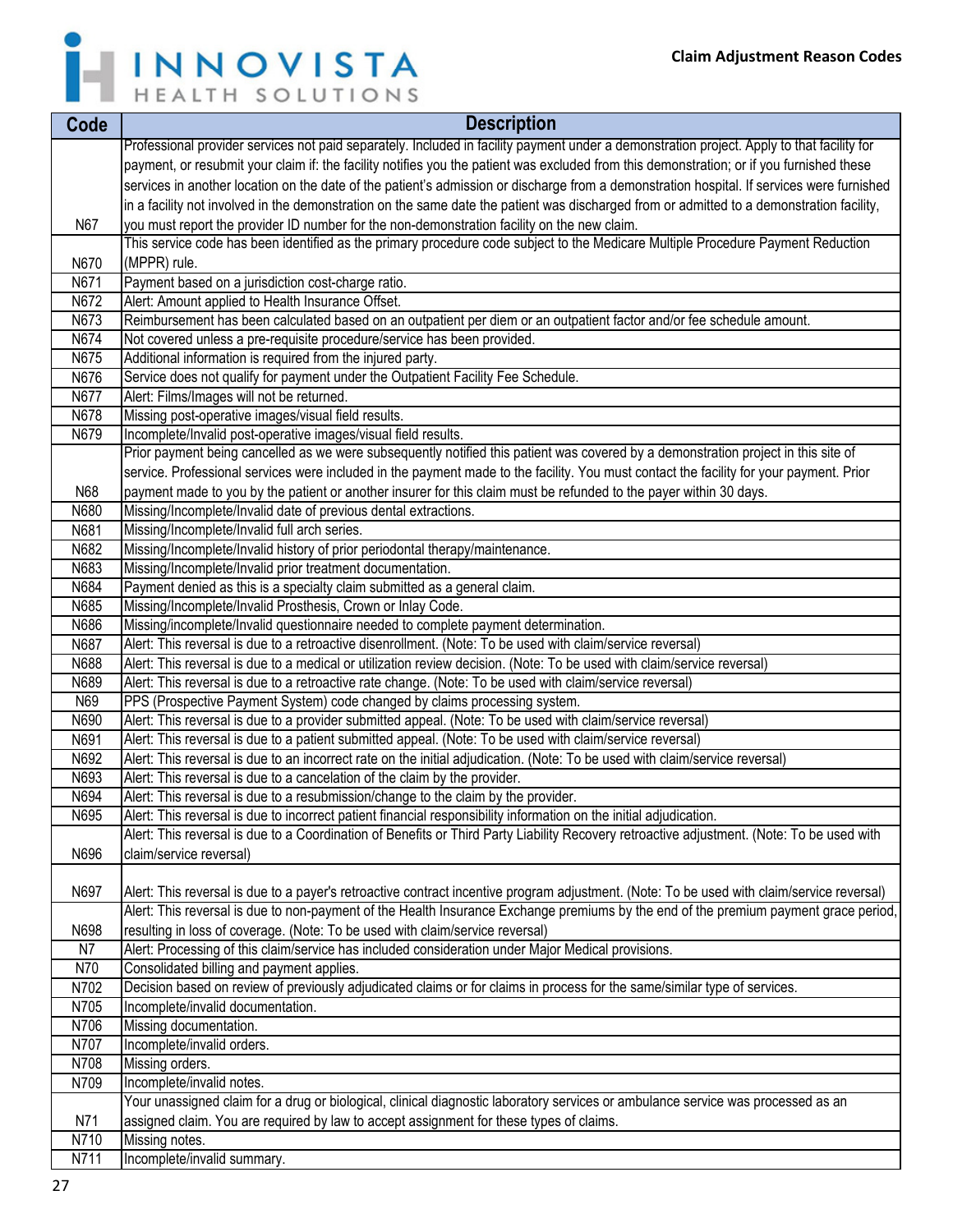| Code | Description |
|---|---|
| N67 | Professional provider services not paid separately. Included in facility payment under a demonstration project. Apply to that facility for payment, or resubmit your claim if: the facility notifies you the patient was excluded from this demonstration; or if you furnished these services in another location on the date of the patient's admission or discharge from a demonstration hospital. If services were furnished in a facility not involved in the demonstration on the same date the patient was discharged from or admitted to a demonstration facility, you must report the provider ID number for the non-demonstration facility on the new claim. |
| N670 | This service code has been identified as the primary procedure code subject to the Medicare Multiple Procedure Payment Reduction (MPPR) rule. |
| N671 | Payment based on a jurisdiction cost-charge ratio. |
| N672 | Alert: Amount applied to Health Insurance Offset. |
| N673 | Reimbursement has been calculated based on an outpatient per diem or an outpatient factor and/or fee schedule amount. |
| N674 | Not covered unless a pre-requisite procedure/service has been provided. |
| N675 | Additional information is required from the injured party. |
| N676 | Service does not qualify for payment under the Outpatient Facility Fee Schedule. |
| N677 | Alert: Films/Images will not be returned. |
| N678 | Missing post-operative images/visual field results. |
| N679 | Incomplete/Invalid post-operative images/visual field results. |
| N68 | Prior payment being cancelled as we were subsequently notified this patient was covered by a demonstration project in this site of service. Professional services were included in the payment made to the facility. You must contact the facility for your payment. Prior payment made to you by the patient or another insurer for this claim must be refunded to the payer within 30 days. |
| N680 | Missing/Incomplete/Invalid date of previous dental extractions. |
| N681 | Missing/Incomplete/Invalid full arch series. |
| N682 | Missing/Incomplete/Invalid history of prior periodontal therapy/maintenance. |
| N683 | Missing/Incomplete/Invalid prior treatment documentation. |
| N684 | Payment denied as this is a specialty claim submitted as a general claim. |
| N685 | Missing/Incomplete/Invalid Prosthesis, Crown or Inlay Code. |
| N686 | Missing/incomplete/Invalid questionnaire needed to complete payment determination. |
| N687 | Alert: This reversal is due to a retroactive disenrollment. (Note: To be used with claim/service reversal) |
| N688 | Alert: This reversal is due to a medical or utilization review decision. (Note: To be used with claim/service reversal) |
| N689 | Alert: This reversal is due to a retroactive rate change. (Note: To be used with claim/service reversal) |
| N69 | PPS (Prospective Payment System) code changed by claims processing system. |
| N690 | Alert: This reversal is due to a provider submitted appeal. (Note: To be used with claim/service reversal) |
| N691 | Alert: This reversal is due to a patient submitted appeal. (Note: To be used with claim/service reversal) |
| N692 | Alert: This reversal is due to an incorrect rate on the initial adjudication. (Note: To be used with claim/service reversal) |
| N693 | Alert: This reversal is due to a cancelation of the claim by the provider. |
| N694 | Alert: This reversal is due to a resubmission/change to the claim by the provider. |
| N695 | Alert: This reversal is due to incorrect patient financial responsibility information on the initial adjudication. |
| N696 | Alert: This reversal is due to a Coordination of Benefits or Third Party Liability Recovery retroactive adjustment. (Note: To be used with claim/service reversal) |
| N697 | Alert: This reversal is due to a payer's retroactive contract incentive program adjustment. (Note: To be used with claim/service reversal) |
| N698 | Alert: This reversal is due to non-payment of the Health Insurance Exchange premiums by the end of the premium payment grace period, resulting in loss of coverage. (Note: To be used with claim/service reversal) |
| N7 | Alert: Processing of this claim/service has included consideration under Major Medical provisions. |
| N70 | Consolidated billing and payment applies. |
| N702 | Decision based on review of previously adjudicated claims or for claims in process for the same/similar type of services. |
| N705 | Incomplete/invalid documentation. |
| N706 | Missing documentation. |
| N707 | Incomplete/invalid orders. |
| N708 | Missing orders. |
| N709 | Incomplete/invalid notes. |
| N71 | Your unassigned claim for a drug or biological, clinical diagnostic laboratory services or ambulance service was processed as an assigned claim. You are required by law to accept assignment for these types of claims. |
| N710 | Missing notes. |
| N711 | Incomplete/invalid summary. |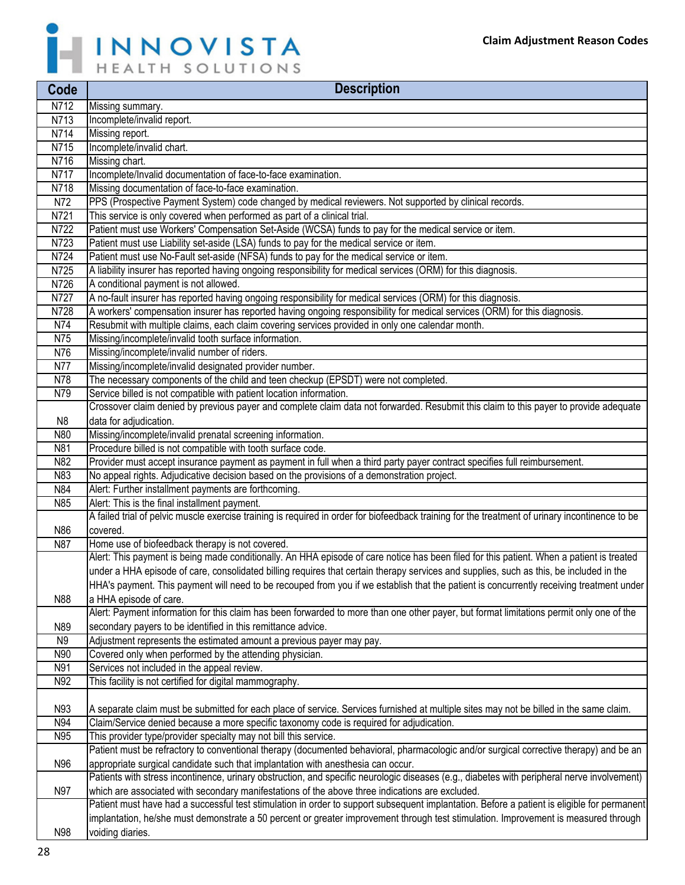| Code | Description |
|---|---|
| N712 | Missing summary. |
| N713 | Incomplete/invalid report. |
| N714 | Missing report. |
| N715 | Incomplete/invalid chart. |
| N716 | Missing chart. |
| N717 | Incomplete/Invalid documentation of face-to-face examination. |
| N718 | Missing documentation of face-to-face examination. |
| N72 | PPS (Prospective Payment System) code changed by medical reviewers. Not supported by clinical records. |
| N721 | This service is only covered when performed as part of a clinical trial. |
| N722 | Patient must use Workers' Compensation Set-Aside (WCSA) funds to pay for the medical service or item. |
| N723 | Patient must use Liability set-aside (LSA) funds to pay for the medical service or item. |
| N724 | Patient must use No-Fault set-aside (NFSA) funds to pay for the medical service or item. |
| N725 | A liability insurer has reported having ongoing responsibility for medical services (ORM) for this diagnosis. |
| N726 | A conditional payment is not allowed. |
| N727 | A no-fault insurer has reported having ongoing responsibility for medical services (ORM) for this diagnosis. |
| N728 | A workers' compensation insurer has reported having ongoing responsibility for medical services (ORM) for this diagnosis. |
| N74 | Resubmit with multiple claims, each claim covering services provided in only one calendar month. |
| N75 | Missing/incomplete/invalid tooth surface information. |
| N76 | Missing/incomplete/invalid number of riders. |
| N77 | Missing/incomplete/invalid designated provider number. |
| N78 | The necessary components of the child and teen checkup (EPSDT) were not completed. |
| N79 | Service billed is not compatible with patient location information. |
| N8 | Crossover claim denied by previous payer and complete claim data not forwarded. Resubmit this claim to this payer to provide adequate data for adjudication. |
| N80 | Missing/incomplete/invalid prenatal screening information. |
| N81 | Procedure billed is not compatible with tooth surface code. |
| N82 | Provider must accept insurance payment as payment in full when a third party payer contract specifies full reimbursement. |
| N83 | No appeal rights. Adjudicative decision based on the provisions of a demonstration project. |
| N84 | Alert: Further installment payments are forthcoming. |
| N85 | Alert: This is the final installment payment. |
| N86 | A failed trial of pelvic muscle exercise training is required in order for biofeedback training for the treatment of urinary incontinence to be covered. |
| N87 | Home use of biofeedback therapy is not covered. |
| N88 | Alert: This payment is being made conditionally. An HHA episode of care notice has been filed for this patient. When a patient is treated under a HHA episode of care, consolidated billing requires that certain therapy services and supplies, such as this, be included in the HHA's payment. This payment will need to be recouped from you if we establish that the patient is concurrently receiving treatment under a HHA episode of care. |
| N89 | Alert: Payment information for this claim has been forwarded to more than one other payer, but format limitations permit only one of the secondary payers to be identified in this remittance advice. |
| N9 | Adjustment represents the estimated amount a previous payer may pay. |
| N90 | Covered only when performed by the attending physician. |
| N91 | Services not included in the appeal review. |
| N92 | This facility is not certified for digital mammography. |
| N93 | A separate claim must be submitted for each place of service. Services furnished at multiple sites may not be billed in the same claim. |
| N94 | Claim/Service denied because a more specific taxonomy code is required for adjudication. |
| N95 | This provider type/provider specialty may not bill this service. |
| N96 | Patient must be refractory to conventional therapy (documented behavioral, pharmacologic and/or surgical corrective therapy) and be an appropriate surgical candidate such that implantation with anesthesia can occur. |
| N97 | Patients with stress incontinence, urinary obstruction, and specific neurologic diseases (e.g., diabetes with peripheral nerve involvement) which are associated with secondary manifestations of the above three indications are excluded. |
| N98 | Patient must have had a successful test stimulation in order to support subsequent implantation. Before a patient is eligible for permanent implantation, he/she must demonstrate a 50 percent or greater improvement through test stimulation. Improvement is measured through voiding diaries. |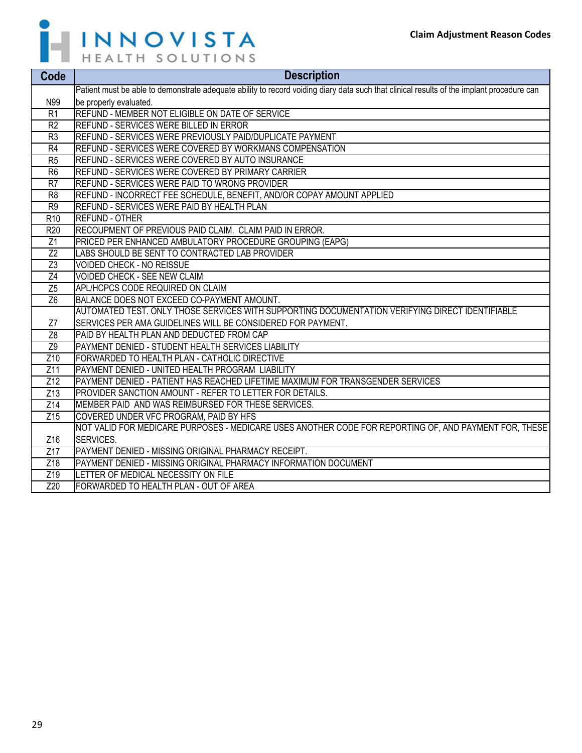| Code | Description |
|---|---|
| N99 | Patient must be able to demonstrate adequate ability to record voiding diary data such that clinical results of the implant procedure can be properly evaluated. |
| R1 | REFUND - MEMBER NOT ELIGIBLE ON DATE OF SERVICE |
| R2 | REFUND - SERVICES WERE BILLED IN ERROR |
| R3 | REFUND - SERVICES WERE PREVIOUSLY PAID/DUPLICATE PAYMENT |
| R4 | REFUND - SERVICES WERE COVERED BY WORKMANS COMPENSATION |
| R5 | REFUND - SERVICES WERE COVERED BY AUTO INSURANCE |
| R6 | REFUND - SERVICES WERE COVERED BY PRIMARY CARRIER |
| R7 | REFUND - SERVICES WERE PAID TO WRONG PROVIDER |
| R8 | REFUND - INCORRECT FEE SCHEDULE, BENEFIT, AND/OR COPAY AMOUNT APPLIED |
| R9 | REFUND - SERVICES WERE PAID BY HEALTH PLAN |
| R10 | REFUND - OTHER |
| R20 | RECOUPMENT OF PREVIOUS PAID CLAIM. CLAIM PAID IN ERROR. |
| Z1 | PRICED PER ENHANCED AMBULATORY PROCEDURE GROUPING (EAPG) |
| Z2 | LABS SHOULD BE SENT TO CONTRACTED LAB PROVIDER |
| Z3 | VOIDED CHECK - NO REISSUE |
| Z4 | VOIDED CHECK - SEE NEW CLAIM |
| Z5 | APL/HCPCS CODE REQUIRED ON CLAIM |
| Z6 | BALANCE DOES NOT EXCEED CO-PAYMENT AMOUNT. |
| Z7 | AUTOMATED TEST. ONLY THOSE SERVICES WITH SUPPORTING DOCUMENTATION VERIFYING DIRECT IDENTIFIABLE SERVICES PER AMA GUIDELINES WILL BE CONSIDERED FOR PAYMENT. |
| Z8 | PAID BY HEALTH PLAN AND DEDUCTED FROM CAP |
| Z9 | PAYMENT DENIED - STUDENT HEALTH SERVICES LIABILITY |
| Z10 | FORWARDED TO HEALTH PLAN - CATHOLIC DIRECTIVE |
| Z11 | PAYMENT DENIED - UNITED HEALTH PROGRAM LIABILITY |
| Z12 | PAYMENT DENIED - PATIENT HAS REACHED LIFETIME MAXIMUM FOR TRANSGENDER SERVICES |
| Z13 | PROVIDER SANCTION AMOUNT - REFER TO LETTER FOR DETAILS. |
| Z14 | MEMBER PAID AND WAS REIMBURSED FOR THESE SERVICES. |
| Z15 | COVERED UNDER VFC PROGRAM, PAID BY HFS |
| Z16 | NOT VALID FOR MEDICARE PURPOSES - MEDICARE USES ANOTHER CODE FOR REPORTING OF, AND PAYMENT FOR, THESE SERVICES. |
| Z17 | PAYMENT DENIED - MISSING ORIGINAL PHARMACY RECEIPT. |
| Z18 | PAYMENT DENIED - MISSING ORIGINAL PHARMACY INFORMATION DOCUMENT |
| Z19 | LETTER OF MEDICAL NECESSITY ON FILE |
| Z20 | FORWARDED TO HEALTH PLAN - OUT OF AREA |